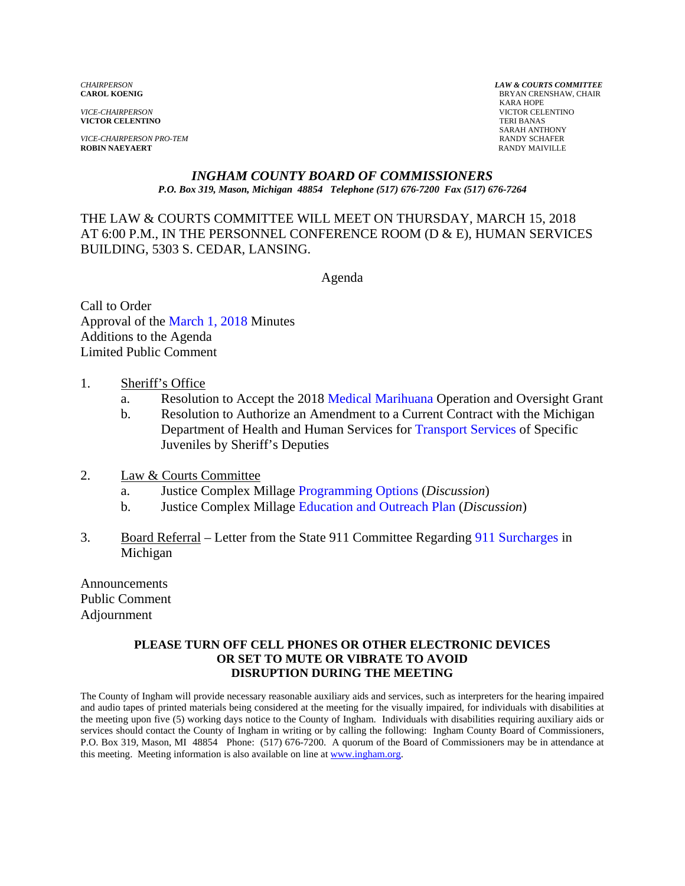*CHAIRPERSON*
**CAROL KOENIG**

*VICE-CHAIRPERSON*
**VICTOR CELENTINO**

*VICE-CHAIRPERSON PRO-TEM*
**ROBIN NAEYAERT**

***LAW & COURTS COMMITTEE***
BRYAN CRENSHAW, CHAIR
KARA HOPE
VICTOR CELENTINO
TERI BANAS
SARAH ANTHONY
RANDY SCHAFER
RANDY MAIVILLE

# *INGHAM COUNTY BOARD OF COMMISSIONERS*

***P.O. Box 319, Mason, Michigan 48854 Telephone (517) 676-7200 Fax (517) 676-7264***

THE LAW & COURTS COMMITTEE WILL MEET ON THURSDAY, MARCH 15, 2018 AT 6:00 P.M., IN THE PERSONNEL CONFERENCE ROOM (D & E), HUMAN SERVICES BUILDING, 5303 S. CEDAR, LANSING.

Agenda

Call to Order
Approval of the March 1, 2018 Minutes
Additions to the Agenda
Limited Public Comment

1. Sheriff's Office
   a. Resolution to Accept the 2018 Medical Marihuana Operation and Oversight Grant
   b. Resolution to Authorize an Amendment to a Current Contract with the Michigan Department of Health and Human Services for Transport Services of Specific Juveniles by Sheriff's Deputies

2. Law & Courts Committee
   a. Justice Complex Millage Programming Options (*Discussion*)
   b. Justice Complex Millage Education and Outreach Plan (*Discussion*)

3. Board Referral – Letter from the State 911 Committee Regarding 911 Surcharges in Michigan

Announcements
Public Comment
Adjournment

**PLEASE TURN OFF CELL PHONES OR OTHER ELECTRONIC DEVICES OR SET TO MUTE OR VIBRATE TO AVOID DISRUPTION DURING THE MEETING**

The County of Ingham will provide necessary reasonable auxiliary aids and services, such as interpreters for the hearing impaired and audio tapes of printed materials being considered at the meeting for the visually impaired, for individuals with disabilities at the meeting upon five (5) working days notice to the County of Ingham. Individuals with disabilities requiring auxiliary aids or services should contact the County of Ingham in writing or by calling the following: Ingham County Board of Commissioners, P.O. Box 319, Mason, MI 48854 Phone: (517) 676-7200. A quorum of the Board of Commissioners may be in attendance at this meeting. Meeting information is also available on line at www.ingham.org.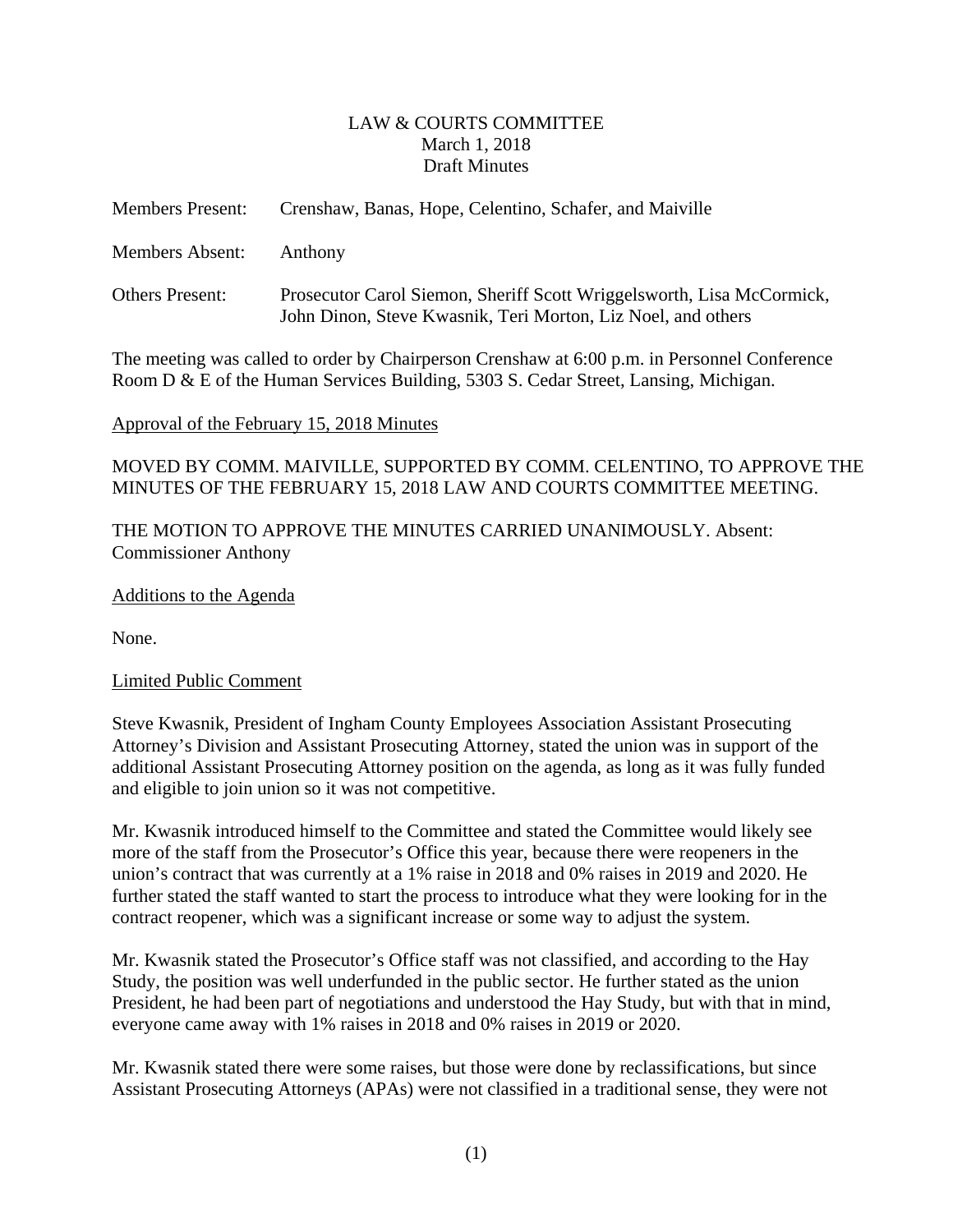LAW & COURTS COMMITTEE
March 1, 2018
Draft Minutes

Members Present: Crenshaw, Banas, Hope, Celentino, Schafer, and Maiville

Members Absent: Anthony

Others Present: Prosecutor Carol Siemon, Sheriff Scott Wriggelsworth, Lisa McCormick, John Dinon, Steve Kwasnik, Teri Morton, Liz Noel, and others

The meeting was called to order by Chairperson Crenshaw at 6:00 p.m. in Personnel Conference Room D & E of the Human Services Building, 5303 S. Cedar Street, Lansing, Michigan.

Approval of the February 15, 2018 Minutes

MOVED BY COMM. MAIVILLE, SUPPORTED BY COMM. CELENTINO, TO APPROVE THE MINUTES OF THE FEBRUARY 15, 2018 LAW AND COURTS COMMITTEE MEETING.

THE MOTION TO APPROVE THE MINUTES CARRIED UNANIMOUSLY. Absent: Commissioner Anthony

Additions to the Agenda

None.

Limited Public Comment

Steve Kwasnik, President of Ingham County Employees Association Assistant Prosecuting Attorney's Division and Assistant Prosecuting Attorney, stated the union was in support of the additional Assistant Prosecuting Attorney position on the agenda, as long as it was fully funded and eligible to join union so it was not competitive.

Mr. Kwasnik introduced himself to the Committee and stated the Committee would likely see more of the staff from the Prosecutor's Office this year, because there were reopeners in the union's contract that was currently at a 1% raise in 2018 and 0% raises in 2019 and 2020. He further stated the staff wanted to start the process to introduce what they were looking for in the contract reopener, which was a significant increase or some way to adjust the system.

Mr. Kwasnik stated the Prosecutor's Office staff was not classified, and according to the Hay Study, the position was well underfunded in the public sector. He further stated as the union President, he had been part of negotiations and understood the Hay Study, but with that in mind, everyone came away with 1% raises in 2018 and 0% raises in 2019 or 2020.

Mr. Kwasnik stated there were some raises, but those were done by reclassifications, but since Assistant Prosecuting Attorneys (APAs) were not classified in a traditional sense, they were not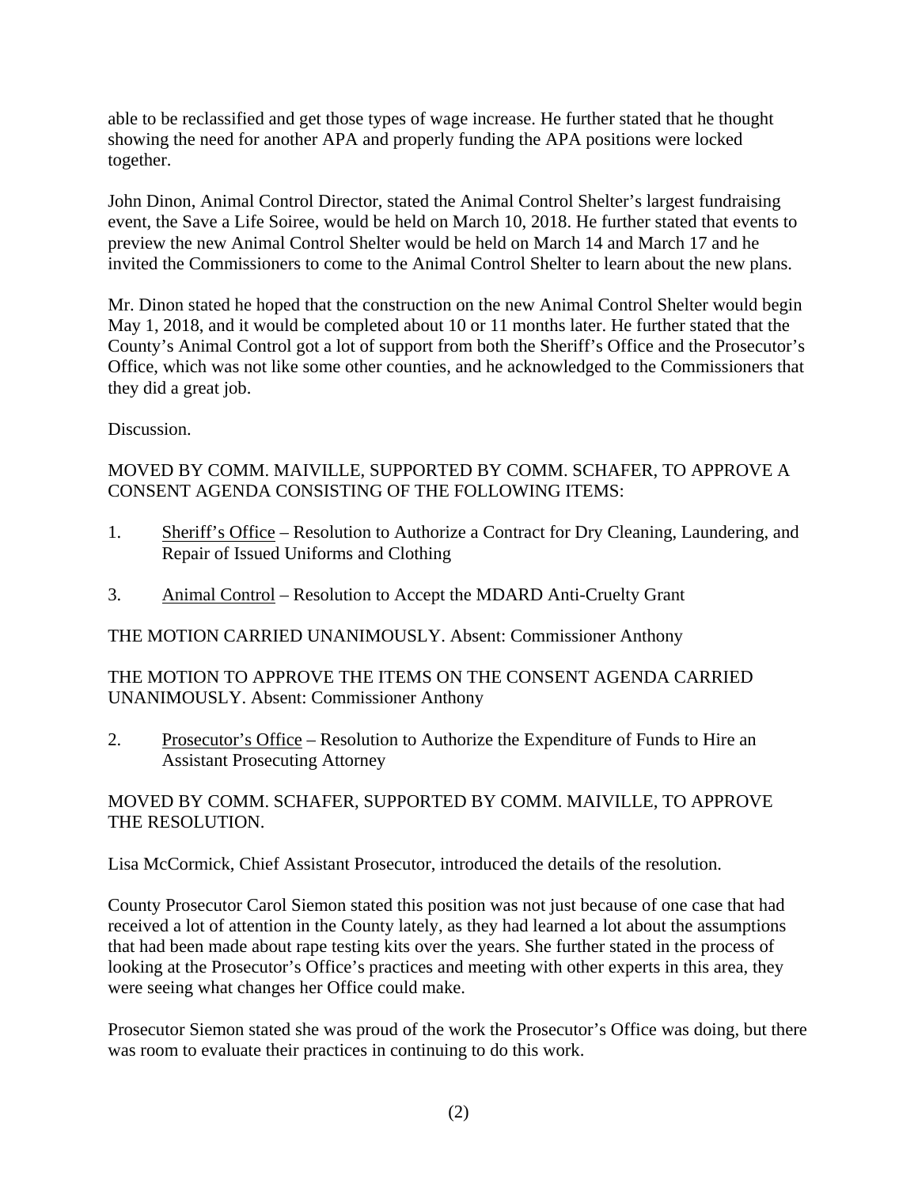able to be reclassified and get those types of wage increase. He further stated that he thought showing the need for another APA and properly funding the APA positions were locked together.

John Dinon, Animal Control Director, stated the Animal Control Shelter's largest fundraising event, the Save a Life Soiree, would be held on March 10, 2018. He further stated that events to preview the new Animal Control Shelter would be held on March 14 and March 17 and he invited the Commissioners to come to the Animal Control Shelter to learn about the new plans.

Mr. Dinon stated he hoped that the construction on the new Animal Control Shelter would begin May 1, 2018, and it would be completed about 10 or 11 months later. He further stated that the County's Animal Control got a lot of support from both the Sheriff's Office and the Prosecutor's Office, which was not like some other counties, and he acknowledged to the Commissioners that they did a great job.

Discussion.

MOVED BY COMM. MAIVILLE, SUPPORTED BY COMM. SCHAFER, TO APPROVE A CONSENT AGENDA CONSISTING OF THE FOLLOWING ITEMS:

1. Sheriff's Office – Resolution to Authorize a Contract for Dry Cleaning, Laundering, and Repair of Issued Uniforms and Clothing

3. Animal Control – Resolution to Accept the MDARD Anti-Cruelty Grant

THE MOTION CARRIED UNANIMOUSLY. Absent: Commissioner Anthony

THE MOTION TO APPROVE THE ITEMS ON THE CONSENT AGENDA CARRIED UNANIMOUSLY. Absent: Commissioner Anthony

2. Prosecutor's Office – Resolution to Authorize the Expenditure of Funds to Hire an Assistant Prosecuting Attorney

MOVED BY COMM. SCHAFER, SUPPORTED BY COMM. MAIVILLE, TO APPROVE THE RESOLUTION.

Lisa McCormick, Chief Assistant Prosecutor, introduced the details of the resolution.

County Prosecutor Carol Siemon stated this position was not just because of one case that had received a lot of attention in the County lately, as they had learned a lot about the assumptions that had been made about rape testing kits over the years. She further stated in the process of looking at the Prosecutor's Office's practices and meeting with other experts in this area, they were seeing what changes her Office could make.

Prosecutor Siemon stated she was proud of the work the Prosecutor's Office was doing, but there was room to evaluate their practices in continuing to do this work.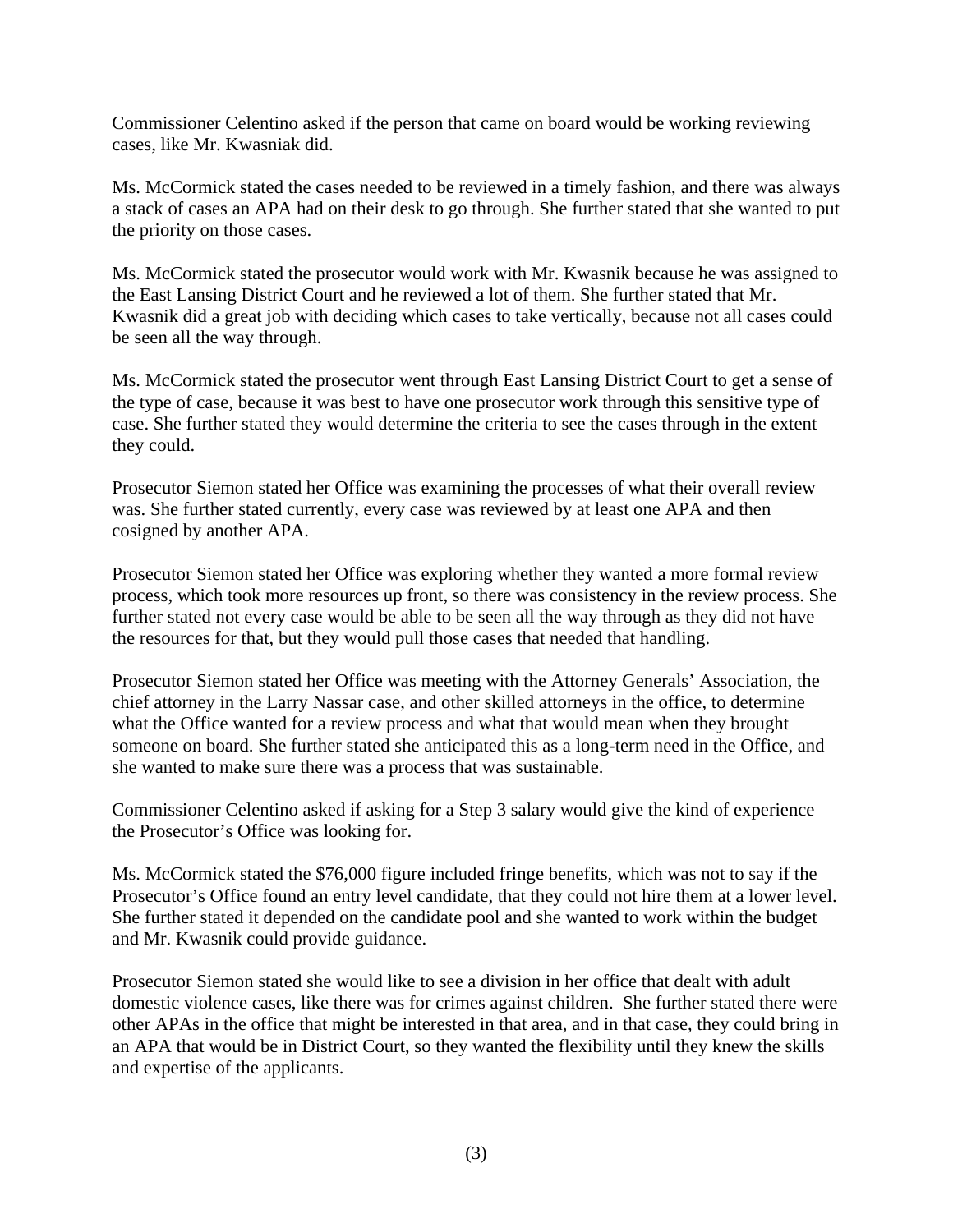Commissioner Celentino asked if the person that came on board would be working reviewing cases, like Mr. Kwasniak did.

Ms. McCormick stated the cases needed to be reviewed in a timely fashion, and there was always a stack of cases an APA had on their desk to go through. She further stated that she wanted to put the priority on those cases.

Ms. McCormick stated the prosecutor would work with Mr. Kwasnik because he was assigned to the East Lansing District Court and he reviewed a lot of them. She further stated that Mr. Kwasnik did a great job with deciding which cases to take vertically, because not all cases could be seen all the way through.

Ms. McCormick stated the prosecutor went through East Lansing District Court to get a sense of the type of case, because it was best to have one prosecutor work through this sensitive type of case. She further stated they would determine the criteria to see the cases through in the extent they could.

Prosecutor Siemon stated her Office was examining the processes of what their overall review was. She further stated currently, every case was reviewed by at least one APA and then cosigned by another APA.

Prosecutor Siemon stated her Office was exploring whether they wanted a more formal review process, which took more resources up front, so there was consistency in the review process. She further stated not every case would be able to be seen all the way through as they did not have the resources for that, but they would pull those cases that needed that handling.

Prosecutor Siemon stated her Office was meeting with the Attorney Generals' Association, the chief attorney in the Larry Nassar case, and other skilled attorneys in the office, to determine what the Office wanted for a review process and what that would mean when they brought someone on board. She further stated she anticipated this as a long-term need in the Office, and she wanted to make sure there was a process that was sustainable.

Commissioner Celentino asked if asking for a Step 3 salary would give the kind of experience the Prosecutor's Office was looking for.

Ms. McCormick stated the $76,000 figure included fringe benefits, which was not to say if the Prosecutor's Office found an entry level candidate, that they could not hire them at a lower level. She further stated it depended on the candidate pool and she wanted to work within the budget and Mr. Kwasnik could provide guidance.

Prosecutor Siemon stated she would like to see a division in her office that dealt with adult domestic violence cases, like there was for crimes against children. She further stated there were other APAs in the office that might be interested in that area, and in that case, they could bring in an APA that would be in District Court, so they wanted the flexibility until they knew the skills and expertise of the applicants.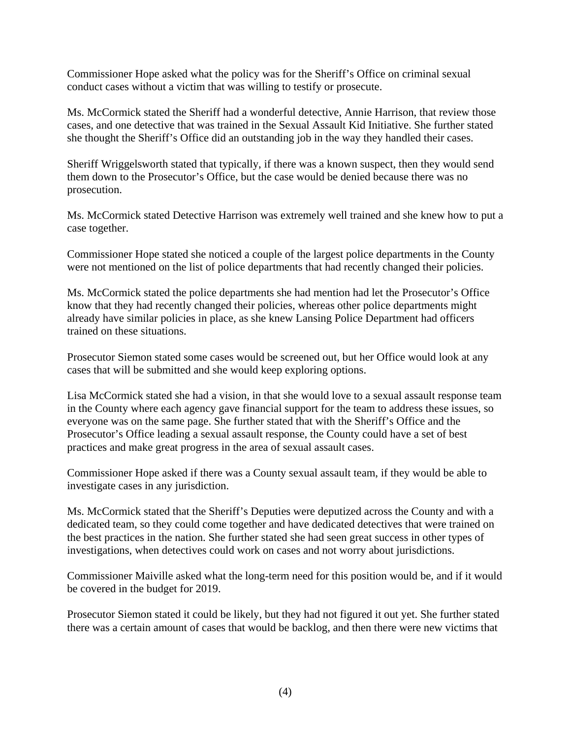Commissioner Hope asked what the policy was for the Sheriff's Office on criminal sexual conduct cases without a victim that was willing to testify or prosecute.

Ms. McCormick stated the Sheriff had a wonderful detective, Annie Harrison, that review those cases, and one detective that was trained in the Sexual Assault Kid Initiative. She further stated she thought the Sheriff's Office did an outstanding job in the way they handled their cases.

Sheriff Wriggelsworth stated that typically, if there was a known suspect, then they would send them down to the Prosecutor's Office, but the case would be denied because there was no prosecution.

Ms. McCormick stated Detective Harrison was extremely well trained and she knew how to put a case together.

Commissioner Hope stated she noticed a couple of the largest police departments in the County were not mentioned on the list of police departments that had recently changed their policies.

Ms. McCormick stated the police departments she had mention had let the Prosecutor's Office know that they had recently changed their policies, whereas other police departments might already have similar policies in place, as she knew Lansing Police Department had officers trained on these situations.

Prosecutor Siemon stated some cases would be screened out, but her Office would look at any cases that will be submitted and she would keep exploring options.

Lisa McCormick stated she had a vision, in that she would love to a sexual assault response team in the County where each agency gave financial support for the team to address these issues, so everyone was on the same page. She further stated that with the Sheriff's Office and the Prosecutor's Office leading a sexual assault response, the County could have a set of best practices and make great progress in the area of sexual assault cases.

Commissioner Hope asked if there was a County sexual assault team, if they would be able to investigate cases in any jurisdiction.

Ms. McCormick stated that the Sheriff's Deputies were deputized across the County and with a dedicated team, so they could come together and have dedicated detectives that were trained on the best practices in the nation. She further stated she had seen great success in other types of investigations, when detectives could work on cases and not worry about jurisdictions.

Commissioner Maiville asked what the long-term need for this position would be, and if it would be covered in the budget for 2019.

Prosecutor Siemon stated it could be likely, but they had not figured it out yet. She further stated there was a certain amount of cases that would be backlog, and then there were new victims that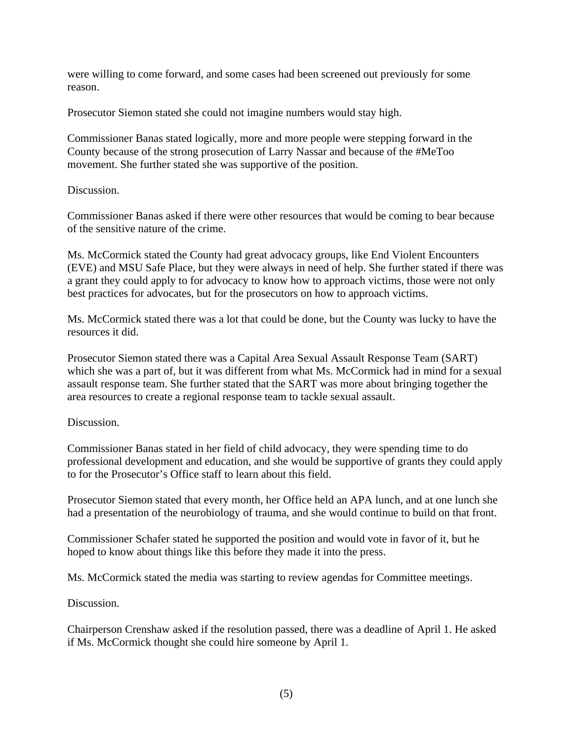were willing to come forward, and some cases had been screened out previously for some reason.

Prosecutor Siemon stated she could not imagine numbers would stay high.

Commissioner Banas stated logically, more and more people were stepping forward in the County because of the strong prosecution of Larry Nassar and because of the #MeToo movement. She further stated she was supportive of the position.

Discussion.

Commissioner Banas asked if there were other resources that would be coming to bear because of the sensitive nature of the crime.

Ms. McCormick stated the County had great advocacy groups, like End Violent Encounters (EVE) and MSU Safe Place, but they were always in need of help. She further stated if there was a grant they could apply to for advocacy to know how to approach victims, those were not only best practices for advocates, but for the prosecutors on how to approach victims.

Ms. McCormick stated there was a lot that could be done, but the County was lucky to have the resources it did.

Prosecutor Siemon stated there was a Capital Area Sexual Assault Response Team (SART) which she was a part of, but it was different from what Ms. McCormick had in mind for a sexual assault response team. She further stated that the SART was more about bringing together the area resources to create a regional response team to tackle sexual assault.

Discussion.

Commissioner Banas stated in her field of child advocacy, they were spending time to do professional development and education, and she would be supportive of grants they could apply to for the Prosecutor's Office staff to learn about this field.

Prosecutor Siemon stated that every month, her Office held an APA lunch, and at one lunch she had a presentation of the neurobiology of trauma, and she would continue to build on that front.

Commissioner Schafer stated he supported the position and would vote in favor of it, but he hoped to know about things like this before they made it into the press.

Ms. McCormick stated the media was starting to review agendas for Committee meetings.

Discussion.

Chairperson Crenshaw asked if the resolution passed, there was a deadline of April 1. He asked if Ms. McCormick thought she could hire someone by April 1.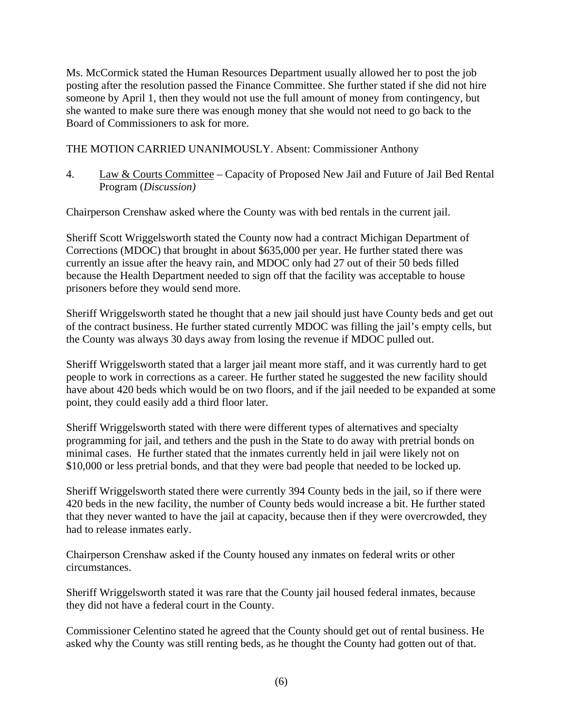Ms. McCormick stated the Human Resources Department usually allowed her to post the job posting after the resolution passed the Finance Committee. She further stated if she did not hire someone by April 1, then they would not use the full amount of money from contingency, but she wanted to make sure there was enough money that she would not need to go back to the Board of Commissioners to ask for more.

THE MOTION CARRIED UNANIMOUSLY. Absent: Commissioner Anthony

4. Law & Courts Committee – Capacity of Proposed New Jail and Future of Jail Bed Rental Program (*Discussion)*

Chairperson Crenshaw asked where the County was with bed rentals in the current jail.

Sheriff Scott Wriggelsworth stated the County now had a contract Michigan Department of Corrections (MDOC) that brought in about $635,000 per year. He further stated there was currently an issue after the heavy rain, and MDOC only had 27 out of their 50 beds filled because the Health Department needed to sign off that the facility was acceptable to house prisoners before they would send more.

Sheriff Wriggelsworth stated he thought that a new jail should just have County beds and get out of the contract business. He further stated currently MDOC was filling the jail's empty cells, but the County was always 30 days away from losing the revenue if MDOC pulled out.

Sheriff Wriggelsworth stated that a larger jail meant more staff, and it was currently hard to get people to work in corrections as a career. He further stated he suggested the new facility should have about 420 beds which would be on two floors, and if the jail needed to be expanded at some point, they could easily add a third floor later.

Sheriff Wriggelsworth stated with there were different types of alternatives and specialty programming for jail, and tethers and the push in the State to do away with pretrial bonds on minimal cases. He further stated that the inmates currently held in jail were likely not on $10,000 or less pretrial bonds, and that they were bad people that needed to be locked up.

Sheriff Wriggelsworth stated there were currently 394 County beds in the jail, so if there were 420 beds in the new facility, the number of County beds would increase a bit. He further stated that they never wanted to have the jail at capacity, because then if they were overcrowded, they had to release inmates early.

Chairperson Crenshaw asked if the County housed any inmates on federal writs or other circumstances.

Sheriff Wriggelsworth stated it was rare that the County jail housed federal inmates, because they did not have a federal court in the County.

Commissioner Celentino stated he agreed that the County should get out of rental business. He asked why the County was still renting beds, as he thought the County had gotten out of that.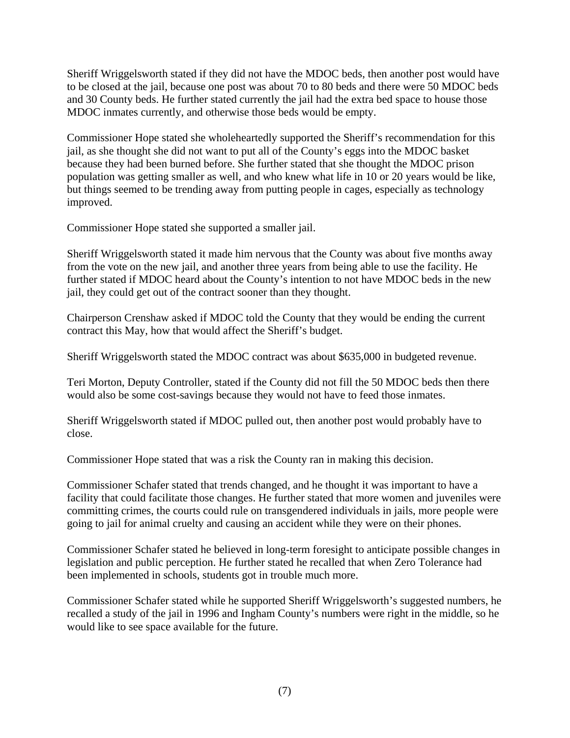Sheriff Wriggelsworth stated if they did not have the MDOC beds, then another post would have to be closed at the jail, because one post was about 70 to 80 beds and there were 50 MDOC beds and 30 County beds. He further stated currently the jail had the extra bed space to house those MDOC inmates currently, and otherwise those beds would be empty.

Commissioner Hope stated she wholeheartedly supported the Sheriff's recommendation for this jail, as she thought she did not want to put all of the County's eggs into the MDOC basket because they had been burned before. She further stated that she thought the MDOC prison population was getting smaller as well, and who knew what life in 10 or 20 years would be like, but things seemed to be trending away from putting people in cages, especially as technology improved.

Commissioner Hope stated she supported a smaller jail.

Sheriff Wriggelsworth stated it made him nervous that the County was about five months away from the vote on the new jail, and another three years from being able to use the facility. He further stated if MDOC heard about the County's intention to not have MDOC beds in the new jail, they could get out of the contract sooner than they thought.

Chairperson Crenshaw asked if MDOC told the County that they would be ending the current contract this May, how that would affect the Sheriff's budget.

Sheriff Wriggelsworth stated the MDOC contract was about $635,000 in budgeted revenue.

Teri Morton, Deputy Controller, stated if the County did not fill the 50 MDOC beds then there would also be some cost-savings because they would not have to feed those inmates.

Sheriff Wriggelsworth stated if MDOC pulled out, then another post would probably have to close.

Commissioner Hope stated that was a risk the County ran in making this decision.

Commissioner Schafer stated that trends changed, and he thought it was important to have a facility that could facilitate those changes. He further stated that more women and juveniles were committing crimes, the courts could rule on transgendered individuals in jails, more people were going to jail for animal cruelty and causing an accident while they were on their phones.

Commissioner Schafer stated he believed in long-term foresight to anticipate possible changes in legislation and public perception. He further stated he recalled that when Zero Tolerance had been implemented in schools, students got in trouble much more.

Commissioner Schafer stated while he supported Sheriff Wriggelsworth's suggested numbers, he recalled a study of the jail in 1996 and Ingham County's numbers were right in the middle, so he would like to see space available for the future.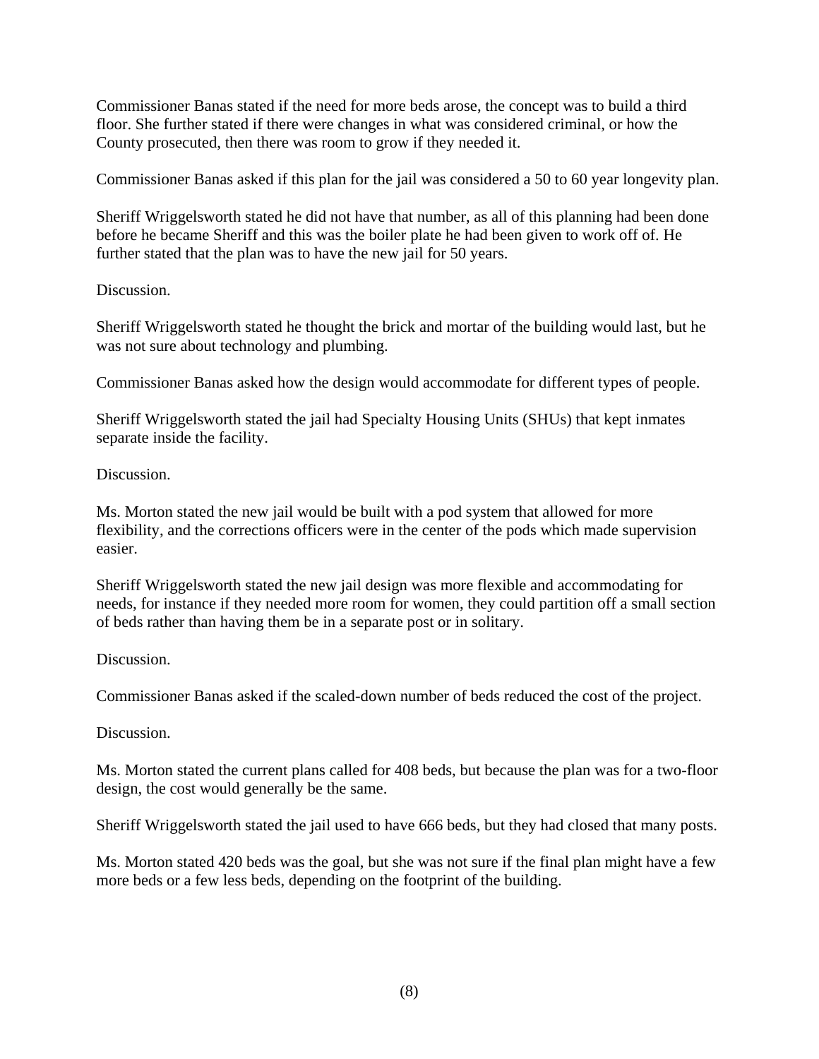Commissioner Banas stated if the need for more beds arose, the concept was to build a third floor. She further stated if there were changes in what was considered criminal, or how the County prosecuted, then there was room to grow if they needed it.

Commissioner Banas asked if this plan for the jail was considered a 50 to 60 year longevity plan.

Sheriff Wriggelsworth stated he did not have that number, as all of this planning had been done before he became Sheriff and this was the boiler plate he had been given to work off of. He further stated that the plan was to have the new jail for 50 years.

Discussion.

Sheriff Wriggelsworth stated he thought the brick and mortar of the building would last, but he was not sure about technology and plumbing.

Commissioner Banas asked how the design would accommodate for different types of people.

Sheriff Wriggelsworth stated the jail had Specialty Housing Units (SHUs) that kept inmates separate inside the facility.

Discussion.

Ms. Morton stated the new jail would be built with a pod system that allowed for more flexibility, and the corrections officers were in the center of the pods which made supervision easier.

Sheriff Wriggelsworth stated the new jail design was more flexible and accommodating for needs, for instance if they needed more room for women, they could partition off a small section of beds rather than having them be in a separate post or in solitary.

Discussion.

Commissioner Banas asked if the scaled-down number of beds reduced the cost of the project.

Discussion.

Ms. Morton stated the current plans called for 408 beds, but because the plan was for a two-floor design, the cost would generally be the same.

Sheriff Wriggelsworth stated the jail used to have 666 beds, but they had closed that many posts.

Ms. Morton stated 420 beds was the goal, but she was not sure if the final plan might have a few more beds or a few less beds, depending on the footprint of the building.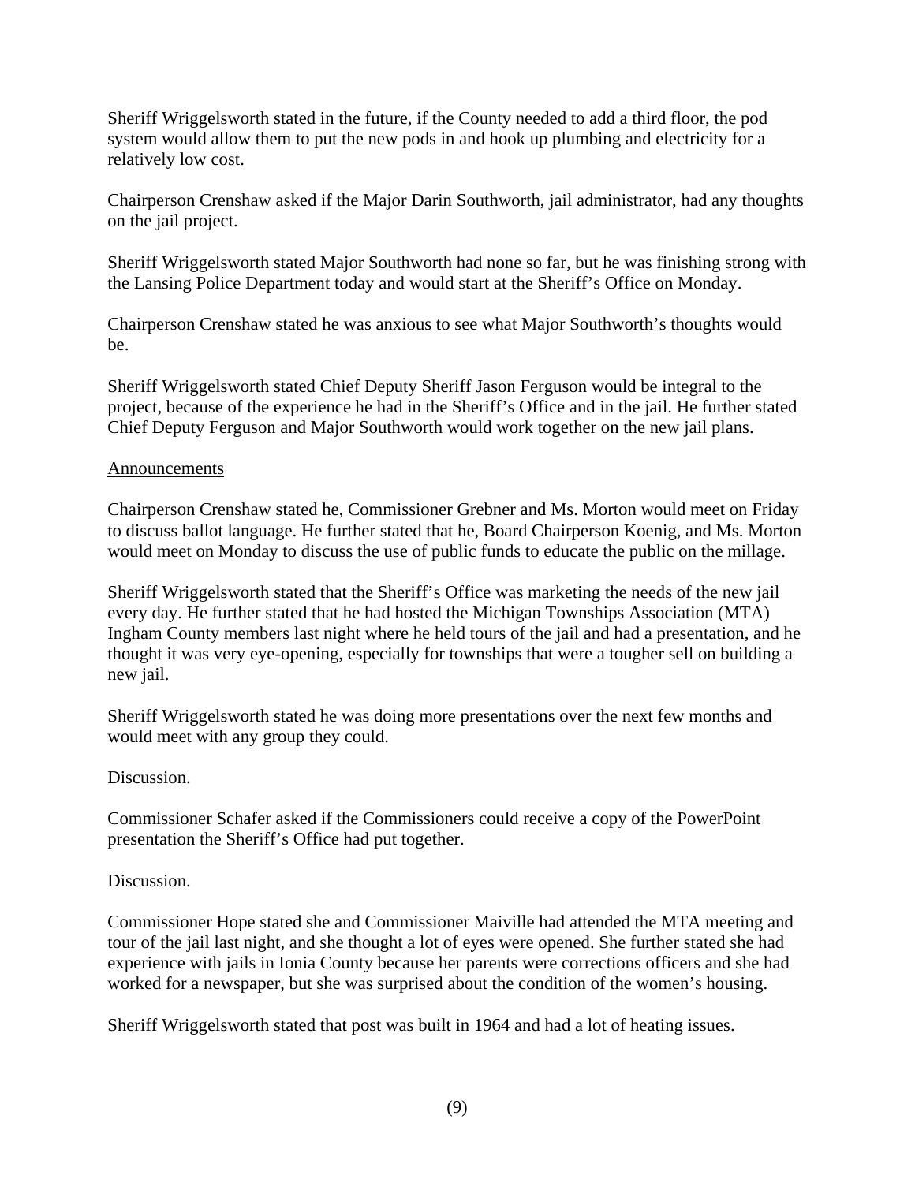Sheriff Wriggelsworth stated in the future, if the County needed to add a third floor, the pod system would allow them to put the new pods in and hook up plumbing and electricity for a relatively low cost.

Chairperson Crenshaw asked if the Major Darin Southworth, jail administrator, had any thoughts on the jail project.

Sheriff Wriggelsworth stated Major Southworth had none so far, but he was finishing strong with the Lansing Police Department today and would start at the Sheriff's Office on Monday.

Chairperson Crenshaw stated he was anxious to see what Major Southworth's thoughts would be.

Sheriff Wriggelsworth stated Chief Deputy Sheriff Jason Ferguson would be integral to the project, because of the experience he had in the Sheriff's Office and in the jail. He further stated Chief Deputy Ferguson and Major Southworth would work together on the new jail plans.

Announcements

Chairperson Crenshaw stated he, Commissioner Grebner and Ms. Morton would meet on Friday to discuss ballot language. He further stated that he, Board Chairperson Koenig, and Ms. Morton would meet on Monday to discuss the use of public funds to educate the public on the millage.

Sheriff Wriggelsworth stated that the Sheriff's Office was marketing the needs of the new jail every day. He further stated that he had hosted the Michigan Townships Association (MTA) Ingham County members last night where he held tours of the jail and had a presentation, and he thought it was very eye-opening, especially for townships that were a tougher sell on building a new jail.

Sheriff Wriggelsworth stated he was doing more presentations over the next few months and would meet with any group they could.

Discussion.

Commissioner Schafer asked if the Commissioners could receive a copy of the PowerPoint presentation the Sheriff's Office had put together.

Discussion.

Commissioner Hope stated she and Commissioner Maiville had attended the MTA meeting and tour of the jail last night, and she thought a lot of eyes were opened. She further stated she had experience with jails in Ionia County because her parents were corrections officers and she had worked for a newspaper, but she was surprised about the condition of the women's housing.

Sheriff Wriggelsworth stated that post was built in 1964 and had a lot of heating issues.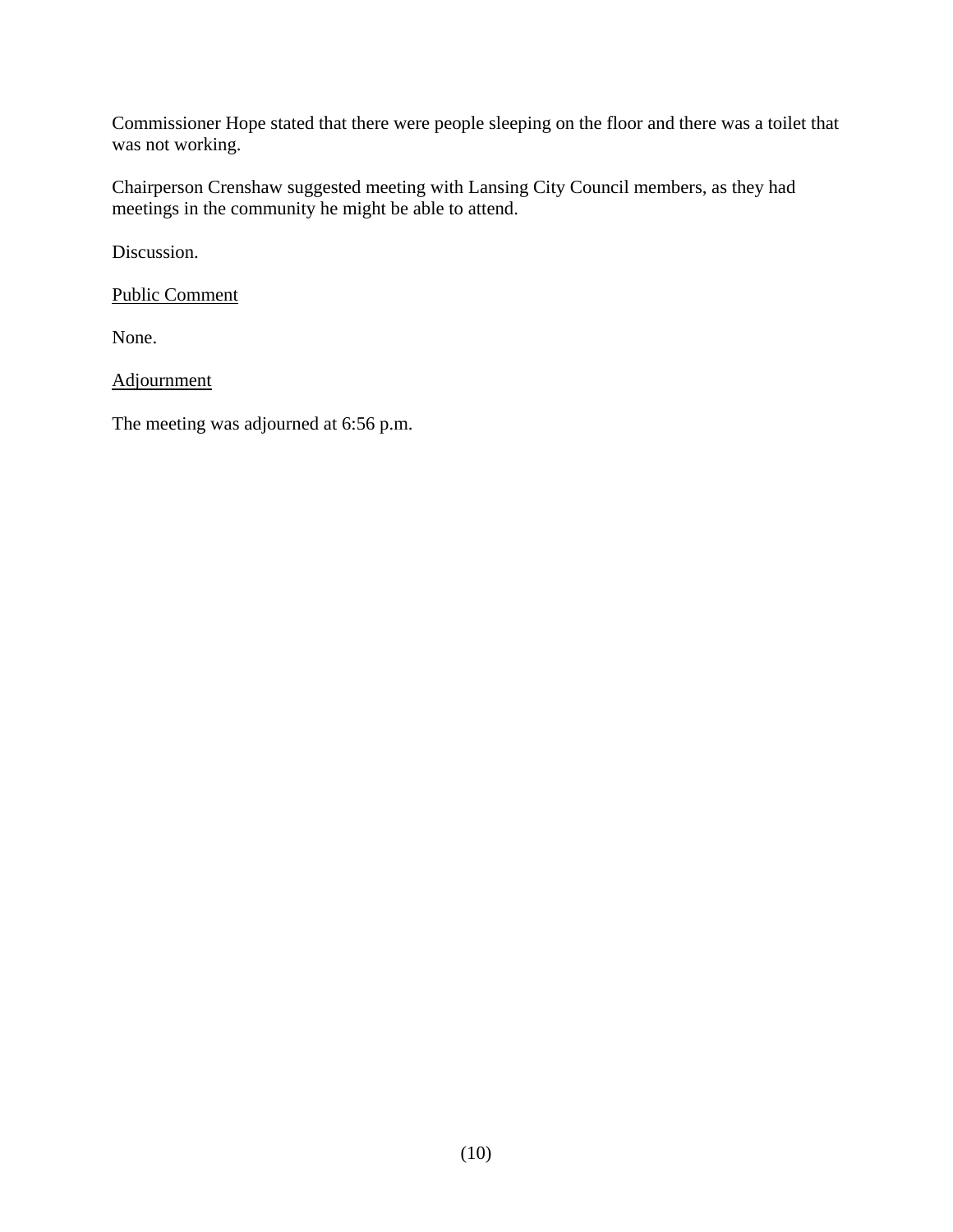Commissioner Hope stated that there were people sleeping on the floor and there was a toilet that was not working.

Chairperson Crenshaw suggested meeting with Lansing City Council members, as they had meetings in the community he might be able to attend.

Discussion.

<u>Public Comment</u>

None.

<u>Adjournment</u>

The meeting was adjourned at 6:56 p.m.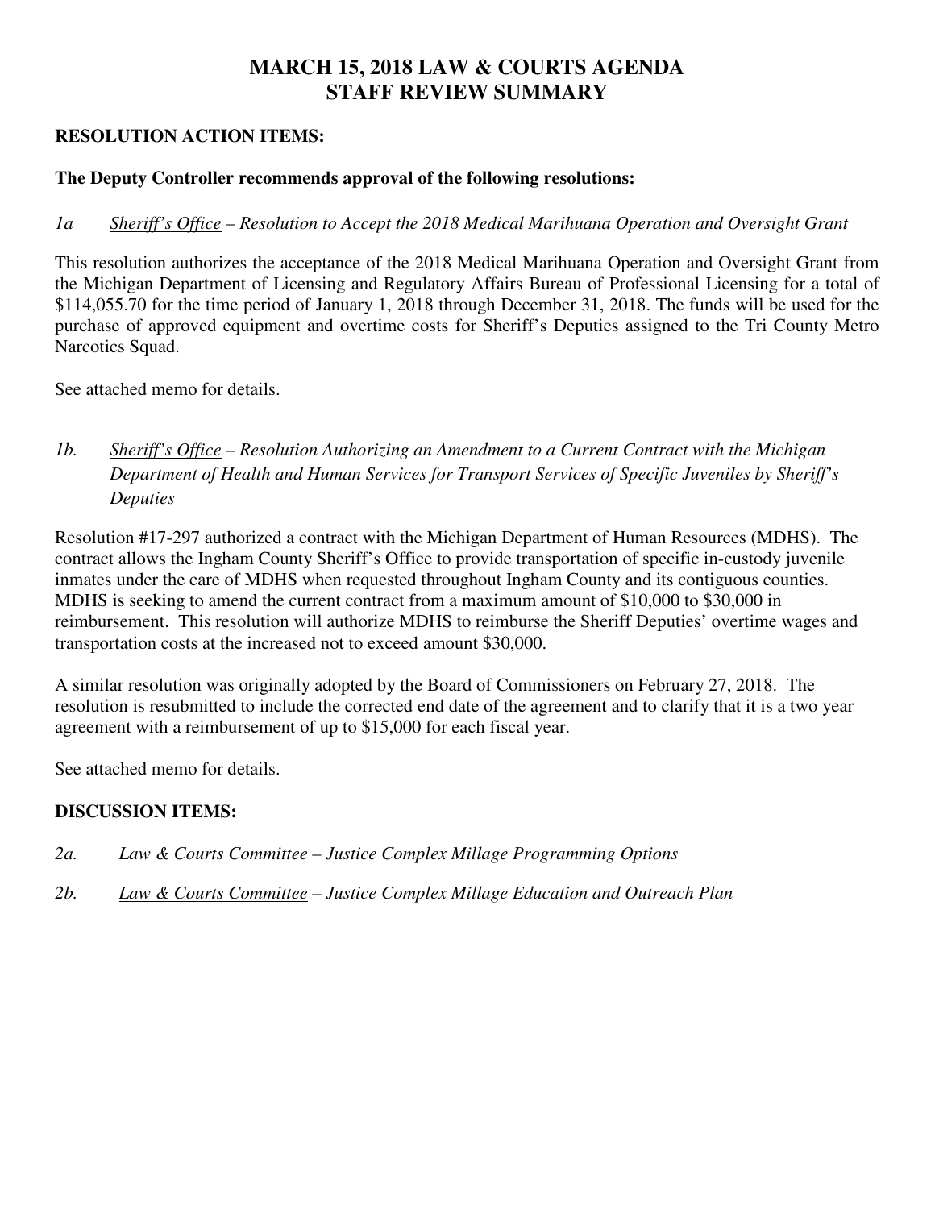# MARCH 15, 2018 LAW & COURTS AGENDA
# STAFF REVIEW SUMMARY

**RESOLUTION ACTION ITEMS:**

**The Deputy Controller recommends approval of the following resolutions:**

*1a* *Sheriff's Office – Resolution to Accept the 2018 Medical Marihuana Operation and Oversight Grant*

This resolution authorizes the acceptance of the 2018 Medical Marihuana Operation and Oversight Grant from the Michigan Department of Licensing and Regulatory Affairs Bureau of Professional Licensing for a total of $114,055.70 for the time period of January 1, 2018 through December 31, 2018. The funds will be used for the purchase of approved equipment and overtime costs for Sheriff's Deputies assigned to the Tri County Metro Narcotics Squad.

See attached memo for details.

*1b.* *Sheriff's Office – Resolution Authorizing an Amendment to a Current Contract with the Michigan Department of Health and Human Services for Transport Services of Specific Juveniles by Sheriff's Deputies*

Resolution #17-297 authorized a contract with the Michigan Department of Human Resources (MDHS). The contract allows the Ingham County Sheriff's Office to provide transportation of specific in-custody juvenile inmates under the care of MDHS when requested throughout Ingham County and its contiguous counties. MDHS is seeking to amend the current contract from a maximum amount of $10,000 to $30,000 in reimbursement. This resolution will authorize MDHS to reimburse the Sheriff Deputies' overtime wages and transportation costs at the increased not to exceed amount $30,000.

A similar resolution was originally adopted by the Board of Commissioners on February 27, 2018. The resolution is resubmitted to include the corrected end date of the agreement and to clarify that it is a two year agreement with a reimbursement of up to $15,000 for each fiscal year.

See attached memo for details.

**DISCUSSION ITEMS:**

*2a.* *Law & Courts Committee – Justice Complex Millage Programming Options*

*2b.* *Law & Courts Committee – Justice Complex Millage Education and Outreach Plan*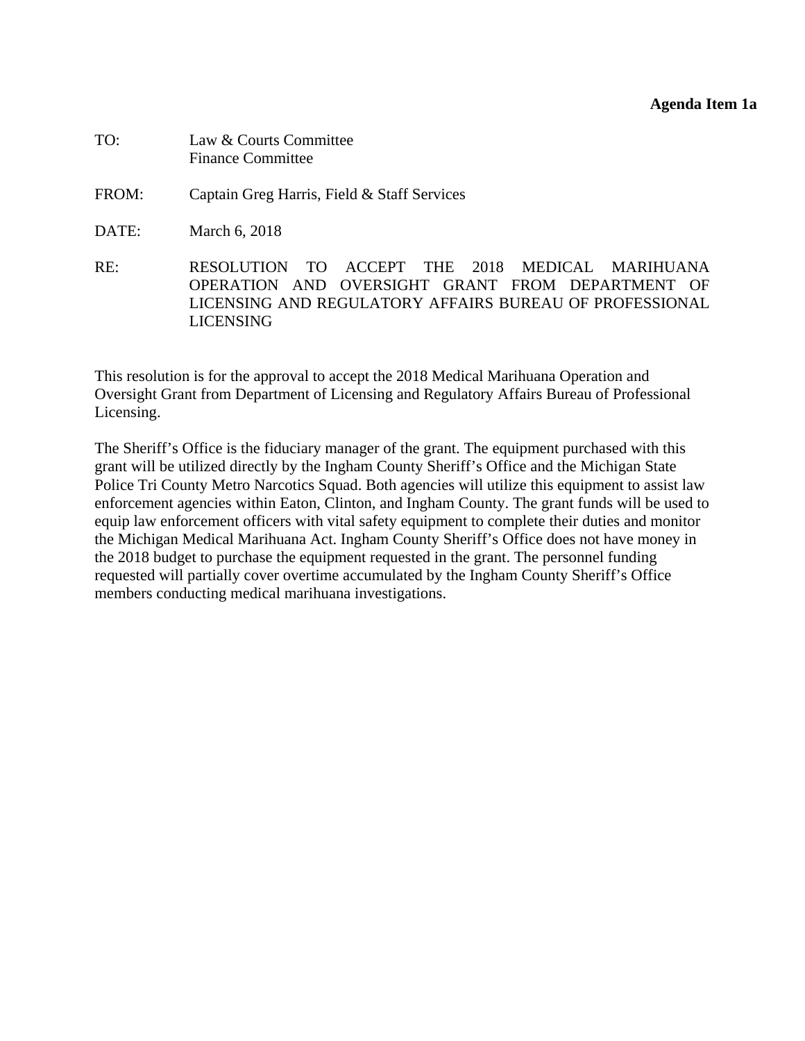**Agenda Item 1a**

TO: Law & Courts Committee
Finance Committee

FROM: Captain Greg Harris, Field & Staff Services

DATE: March 6, 2018

RE: RESOLUTION TO ACCEPT THE 2018 MEDICAL MARIHUANA OPERATION AND OVERSIGHT GRANT FROM DEPARTMENT OF LICENSING AND REGULATORY AFFAIRS BUREAU OF PROFESSIONAL LICENSING

This resolution is for the approval to accept the 2018 Medical Marihuana Operation and Oversight Grant from Department of Licensing and Regulatory Affairs Bureau of Professional Licensing.

The Sheriff's Office is the fiduciary manager of the grant. The equipment purchased with this grant will be utilized directly by the Ingham County Sheriff's Office and the Michigan State Police Tri County Metro Narcotics Squad. Both agencies will utilize this equipment to assist law enforcement agencies within Eaton, Clinton, and Ingham County. The grant funds will be used to equip law enforcement officers with vital safety equipment to complete their duties and monitor the Michigan Medical Marihuana Act. Ingham County Sheriff's Office does not have money in the 2018 budget to purchase the equipment requested in the grant. The personnel funding requested will partially cover overtime accumulated by the Ingham County Sheriff's Office members conducting medical marihuana investigations.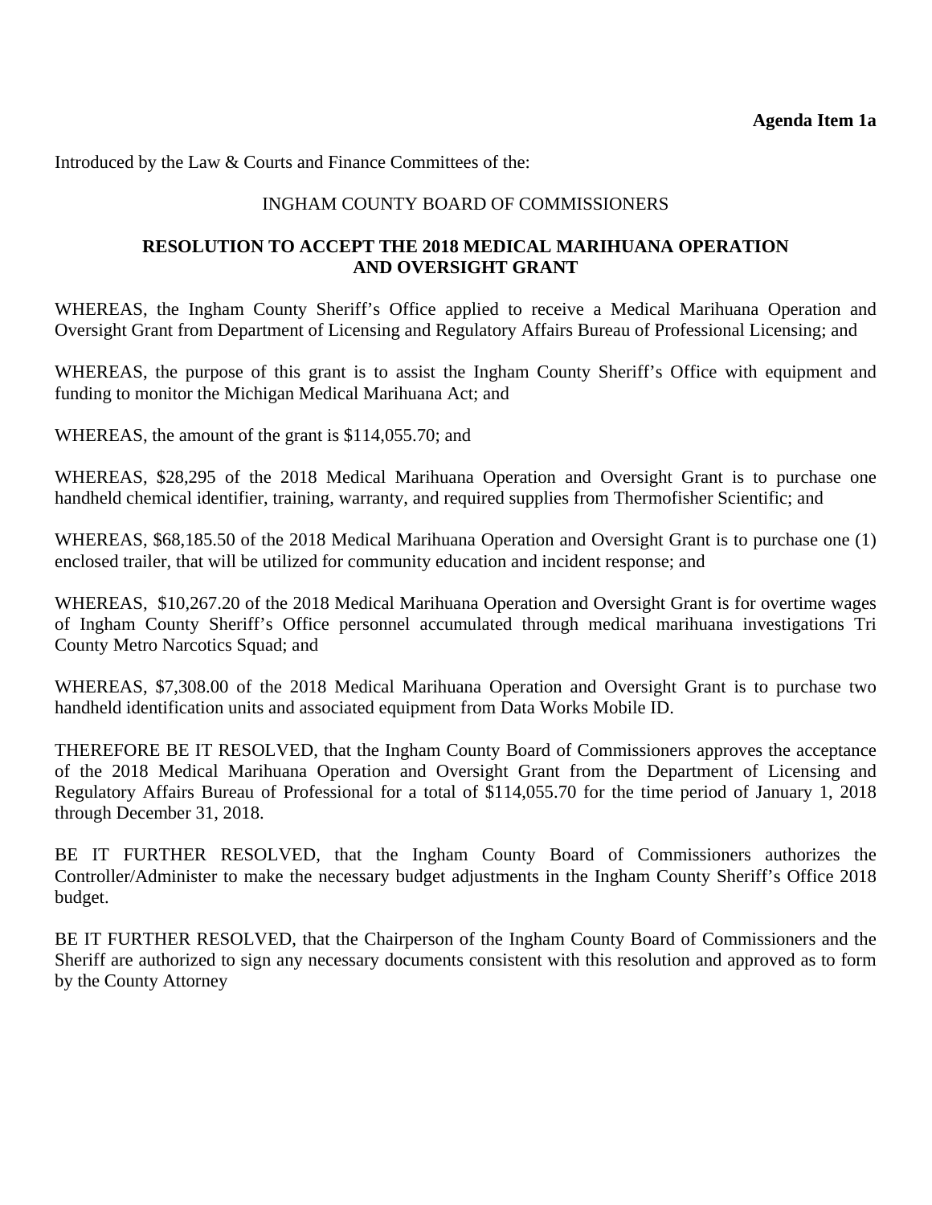**Agenda Item 1a**

Introduced by the Law & Courts and Finance Committees of the:

INGHAM COUNTY BOARD OF COMMISSIONERS

**RESOLUTION TO ACCEPT THE 2018 MEDICAL MARIHUANA OPERATION AND OVERSIGHT GRANT**

WHEREAS, the Ingham County Sheriff's Office applied to receive a Medical Marihuana Operation and Oversight Grant from Department of Licensing and Regulatory Affairs Bureau of Professional Licensing; and

WHEREAS, the purpose of this grant is to assist the Ingham County Sheriff's Office with equipment and funding to monitor the Michigan Medical Marihuana Act; and

WHEREAS, the amount of the grant is $114,055.70; and

WHEREAS, $28,295 of the 2018 Medical Marihuana Operation and Oversight Grant is to purchase one handheld chemical identifier, training, warranty, and required supplies from Thermofisher Scientific; and

WHEREAS, $68,185.50 of the 2018 Medical Marihuana Operation and Oversight Grant is to purchase one (1) enclosed trailer, that will be utilized for community education and incident response; and

WHEREAS, $10,267.20 of the 2018 Medical Marihuana Operation and Oversight Grant is for overtime wages of Ingham County Sheriff's Office personnel accumulated through medical marihuana investigations Tri County Metro Narcotics Squad; and

WHEREAS, $7,308.00 of the 2018 Medical Marihuana Operation and Oversight Grant is to purchase two handheld identification units and associated equipment from Data Works Mobile ID.

THEREFORE BE IT RESOLVED, that the Ingham County Board of Commissioners approves the acceptance of the 2018 Medical Marihuana Operation and Oversight Grant from the Department of Licensing and Regulatory Affairs Bureau of Professional for a total of $114,055.70 for the time period of January 1, 2018 through December 31, 2018.

BE IT FURTHER RESOLVED, that the Ingham County Board of Commissioners authorizes the Controller/Administer to make the necessary budget adjustments in the Ingham County Sheriff's Office 2018 budget.

BE IT FURTHER RESOLVED, that the Chairperson of the Ingham County Board of Commissioners and the Sheriff are authorized to sign any necessary documents consistent with this resolution and approved as to form by the County Attorney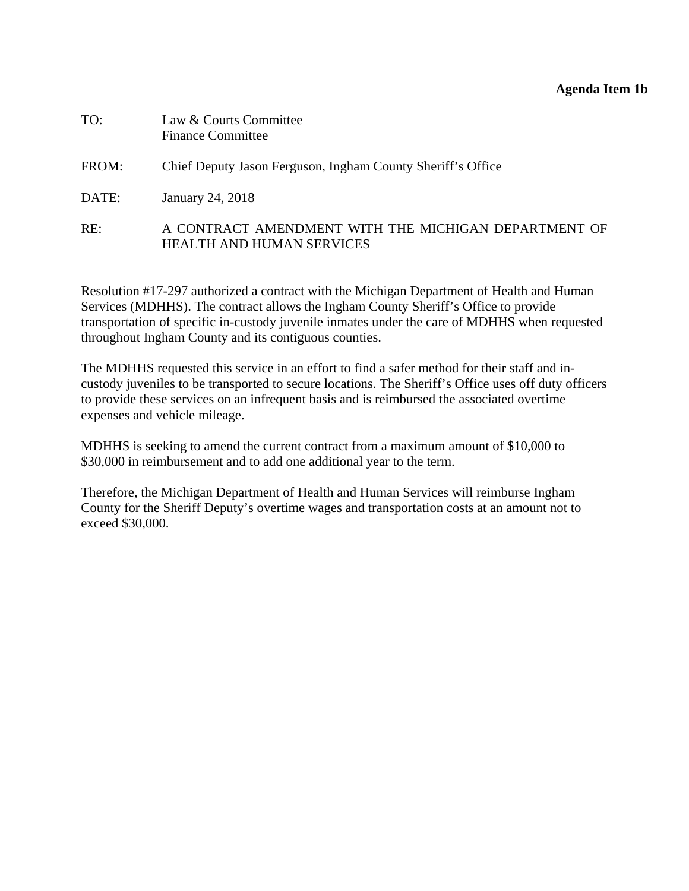**Agenda Item 1b**

TO: Law & Courts Committee
Finance Committee

FROM: Chief Deputy Jason Ferguson, Ingham County Sheriff's Office

DATE: January 24, 2018

RE: A CONTRACT AMENDMENT WITH THE MICHIGAN DEPARTMENT OF HEALTH AND HUMAN SERVICES

Resolution #17-297 authorized a contract with the Michigan Department of Health and Human Services (MDHHS). The contract allows the Ingham County Sheriff's Office to provide transportation of specific in-custody juvenile inmates under the care of MDHHS when requested throughout Ingham County and its contiguous counties.

The MDHHS requested this service in an effort to find a safer method for their staff and in-custody juveniles to be transported to secure locations. The Sheriff's Office uses off duty officers to provide these services on an infrequent basis and is reimbursed the associated overtime expenses and vehicle mileage.

MDHHS is seeking to amend the current contract from a maximum amount of $10,000 to $30,000 in reimbursement and to add one additional year to the term.

Therefore, the Michigan Department of Health and Human Services will reimburse Ingham County for the Sheriff Deputy's overtime wages and transportation costs at an amount not to exceed $30,000.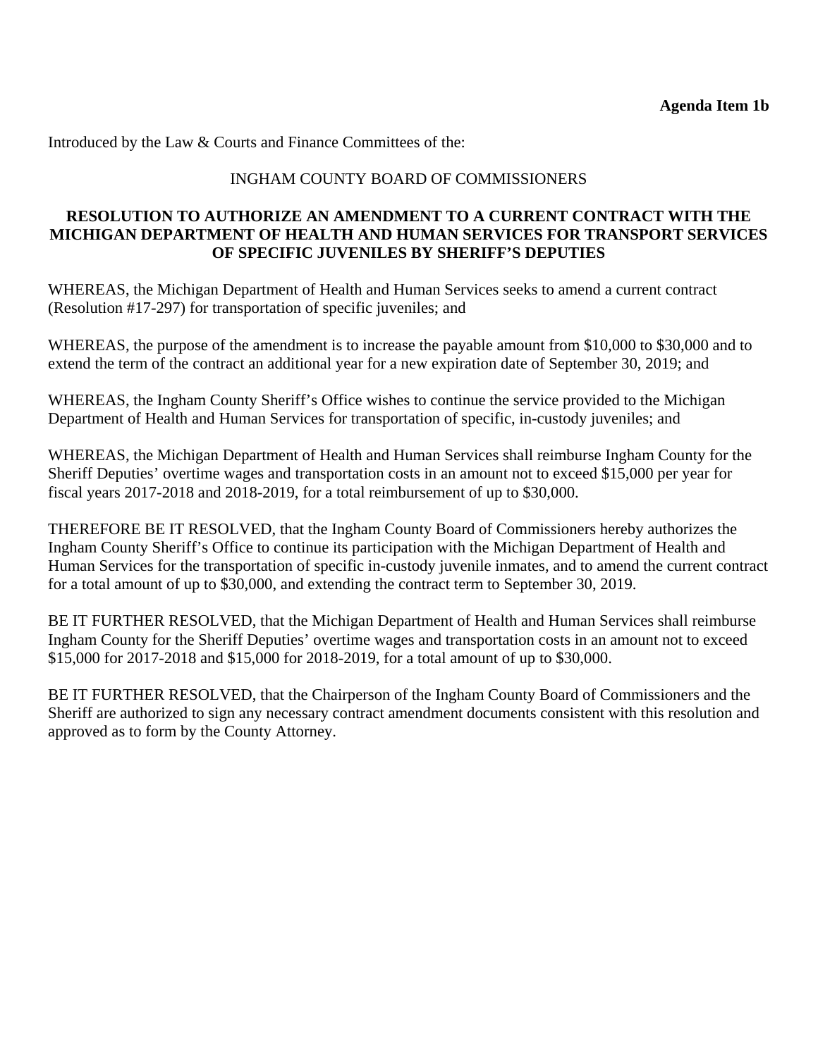**Agenda Item 1b**

Introduced by the Law & Courts and Finance Committees of the:

INGHAM COUNTY BOARD OF COMMISSIONERS

**RESOLUTION TO AUTHORIZE AN AMENDMENT TO A CURRENT CONTRACT WITH THE MICHIGAN DEPARTMENT OF HEALTH AND HUMAN SERVICES FOR TRANSPORT SERVICES OF SPECIFIC JUVENILES BY SHERIFF'S DEPUTIES**

WHEREAS, the Michigan Department of Health and Human Services seeks to amend a current contract (Resolution #17-297) for transportation of specific juveniles; and

WHEREAS, the purpose of the amendment is to increase the payable amount from $10,000 to $30,000 and to extend the term of the contract an additional year for a new expiration date of September 30, 2019; and

WHEREAS, the Ingham County Sheriff's Office wishes to continue the service provided to the Michigan Department of Health and Human Services for transportation of specific, in-custody juveniles; and

WHEREAS, the Michigan Department of Health and Human Services shall reimburse Ingham County for the Sheriff Deputies' overtime wages and transportation costs in an amount not to exceed $15,000 per year for fiscal years 2017-2018 and 2018-2019, for a total reimbursement of up to $30,000.

THEREFORE BE IT RESOLVED, that the Ingham County Board of Commissioners hereby authorizes the Ingham County Sheriff's Office to continue its participation with the Michigan Department of Health and Human Services for the transportation of specific in-custody juvenile inmates, and to amend the current contract for a total amount of up to $30,000, and extending the contract term to September 30, 2019.

BE IT FURTHER RESOLVED, that the Michigan Department of Health and Human Services shall reimburse Ingham County for the Sheriff Deputies' overtime wages and transportation costs in an amount not to exceed $15,000 for 2017-2018 and $15,000 for 2018-2019, for a total amount of up to $30,000.

BE IT FURTHER RESOLVED, that the Chairperson of the Ingham County Board of Commissioners and the Sheriff are authorized to sign any necessary contract amendment documents consistent with this resolution and approved as to form by the County Attorney.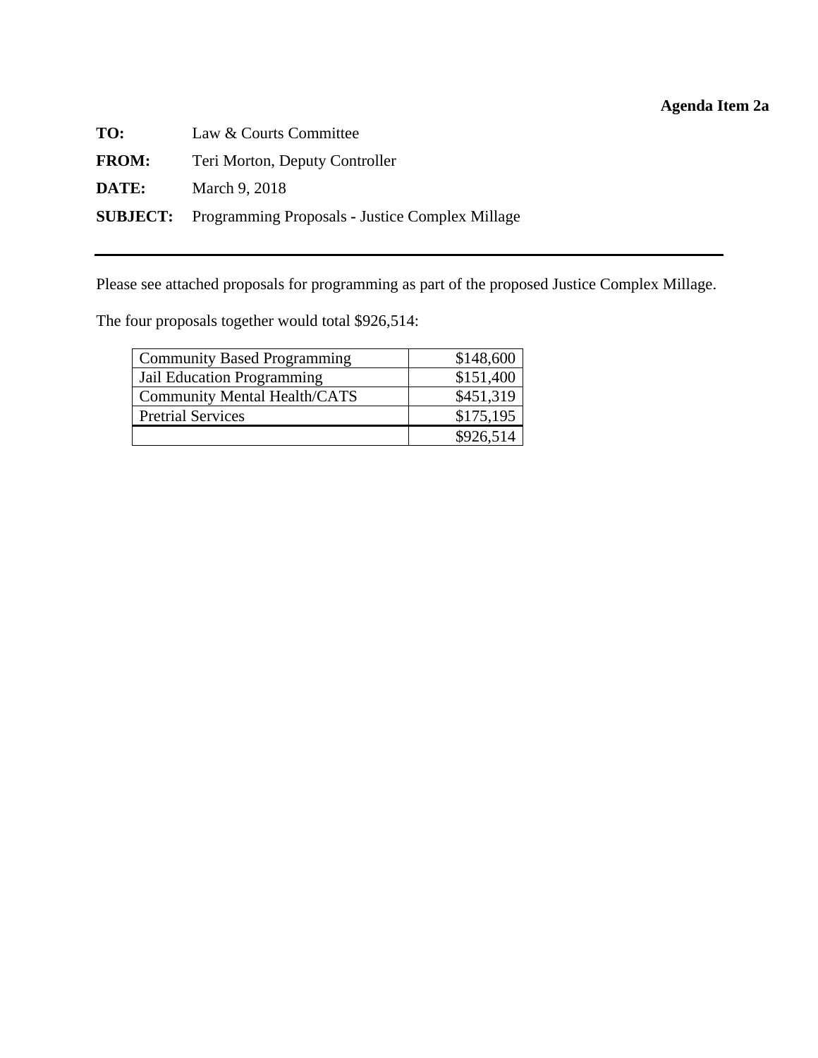**Agenda Item 2a**

**TO:** Law & Courts Committee

**FROM:** Teri Morton, Deputy Controller

**DATE:** March 9, 2018

**SUBJECT:** Programming Proposals - Justice Complex Millage

---

Please see attached proposals for programming as part of the proposed Justice Complex Millage.

The four proposals together would total $926,514:

| | |
|---|---:|
| Community Based Programming | $148,600 |
| Jail Education Programming | $151,400 |
| Community Mental Health/CATS | $451,319 |
| Pretrial Services | $175,195 |
| | $926,514 |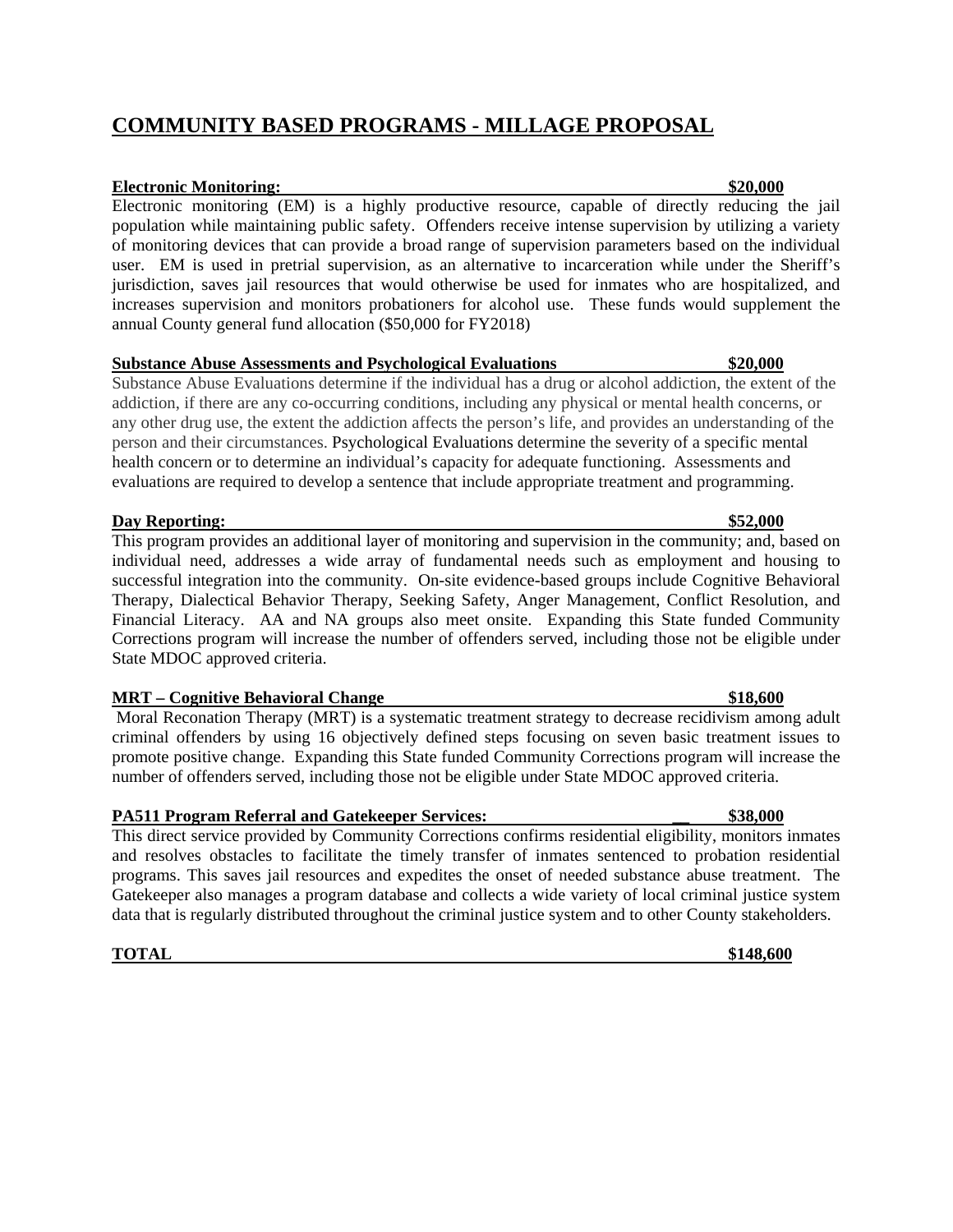## COMMUNITY BASED PROGRAMS - MILLAGE PROPOSAL

**Electronic Monitoring: $20,000**

Electronic monitoring (EM) is a highly productive resource, capable of directly reducing the jail population while maintaining public safety. Offenders receive intense supervision by utilizing a variety of monitoring devices that can provide a broad range of supervision parameters based on the individual user. EM is used in pretrial supervision, as an alternative to incarceration while under the Sheriff's jurisdiction, saves jail resources that would otherwise be used for inmates who are hospitalized, and increases supervision and monitors probationers for alcohol use. These funds would supplement the annual County general fund allocation ($50,000 for FY2018)

**Substance Abuse Assessments and Psychological Evaluations $20,000**

Substance Abuse Evaluations determine if the individual has a drug or alcohol addiction, the extent of the addiction, if there are any co-occurring conditions, including any physical or mental health concerns, or any other drug use, the extent the addiction affects the person's life, and provides an understanding of the person and their circumstances. Psychological Evaluations determine the severity of a specific mental health concern or to determine an individual's capacity for adequate functioning. Assessments and evaluations are required to develop a sentence that include appropriate treatment and programming.

**Day Reporting: $52,000**

This program provides an additional layer of monitoring and supervision in the community; and, based on individual need, addresses a wide array of fundamental needs such as employment and housing to successful integration into the community. On-site evidence-based groups include Cognitive Behavioral Therapy, Dialectical Behavior Therapy, Seeking Safety, Anger Management, Conflict Resolution, and Financial Literacy. AA and NA groups also meet onsite. Expanding this State funded Community Corrections program will increase the number of offenders served, including those not be eligible under State MDOC approved criteria.

**MRT – Cognitive Behavioral Change $18,600**

Moral Reconation Therapy (MRT) is a systematic treatment strategy to decrease recidivism among adult criminal offenders by using 16 objectively defined steps focusing on seven basic treatment issues to promote positive change. Expanding this State funded Community Corrections program will increase the number of offenders served, including those not be eligible under State MDOC approved criteria.

**PA511 Program Referral and Gatekeeper Services: $38,000**

This direct service provided by Community Corrections confirms residential eligibility, monitors inmates and resolves obstacles to facilitate the timely transfer of inmates sentenced to probation residential programs. This saves jail resources and expedites the onset of needed substance abuse treatment. The Gatekeeper also manages a program database and collects a wide variety of local criminal justice system data that is regularly distributed throughout the criminal justice system and to other County stakeholders.

**TOTAL $148,600**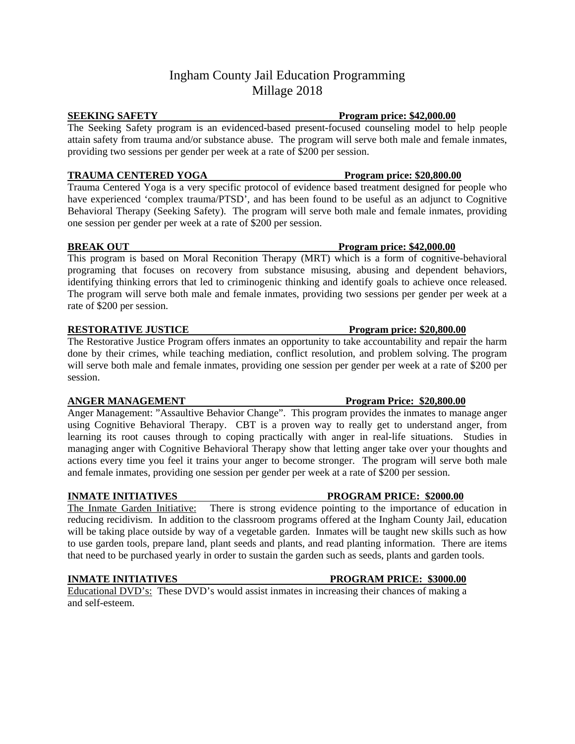# Ingham County Jail Education Programming
# Millage 2018

**SEEKING SAFETY** **Program price: $42,000.00**

The Seeking Safety program is an evidenced-based present-focused counseling model to help people attain safety from trauma and/or substance abuse. The program will serve both male and female inmates, providing two sessions per gender per week at a rate of $200 per session.

**TRAUMA CENTERED YOGA** **Program price: $20,800.00**

Trauma Centered Yoga is a very specific protocol of evidence based treatment designed for people who have experienced 'complex trauma/PTSD', and has been found to be useful as an adjunct to Cognitive Behavioral Therapy (Seeking Safety). The program will serve both male and female inmates, providing one session per gender per week at a rate of $200 per session.

**BREAK OUT** **Program price: $42,000.00**

This program is based on Moral Reconition Therapy (MRT) which is a form of cognitive-behavioral programing that focuses on recovery from substance misusing, abusing and dependent behaviors, identifying thinking errors that led to criminogenic thinking and identify goals to achieve once released. The program will serve both male and female inmates, providing two sessions per gender per week at a rate of $200 per session.

**RESTORATIVE JUSTICE** **Program price: $20,800.00**

The Restorative Justice Program offers inmates an opportunity to take accountability and repair the harm done by their crimes, while teaching mediation, conflict resolution, and problem solving. The program will serve both male and female inmates, providing one session per gender per week at a rate of $200 per session.

**ANGER MANAGEMENT** **Program Price: $20,800.00**

Anger Management: "Assaultive Behavior Change". This program provides the inmates to manage anger using Cognitive Behavioral Therapy. CBT is a proven way to really get to understand anger, from learning its root causes through to coping practically with anger in real-life situations. Studies in managing anger with Cognitive Behavioral Therapy show that letting anger take over your thoughts and actions every time you feel it trains your anger to become stronger. The program will serve both male and female inmates, providing one session per gender per week at a rate of $200 per session.

**INMATE INITIATIVES** **PROGRAM PRICE: $2000.00**

The Inmate Garden Initiative: There is strong evidence pointing to the importance of education in reducing recidivism. In addition to the classroom programs offered at the Ingham County Jail, education will be taking place outside by way of a vegetable garden. Inmates will be taught new skills such as how to use garden tools, prepare land, plant seeds and plants, and read planting information. There are items that need to be purchased yearly in order to sustain the garden such as seeds, plants and garden tools.

**INMATE INITIATIVES** **PROGRAM PRICE: $3000.00**

Educational DVD's: These DVD's would assist inmates in increasing their chances of making a and self-esteem.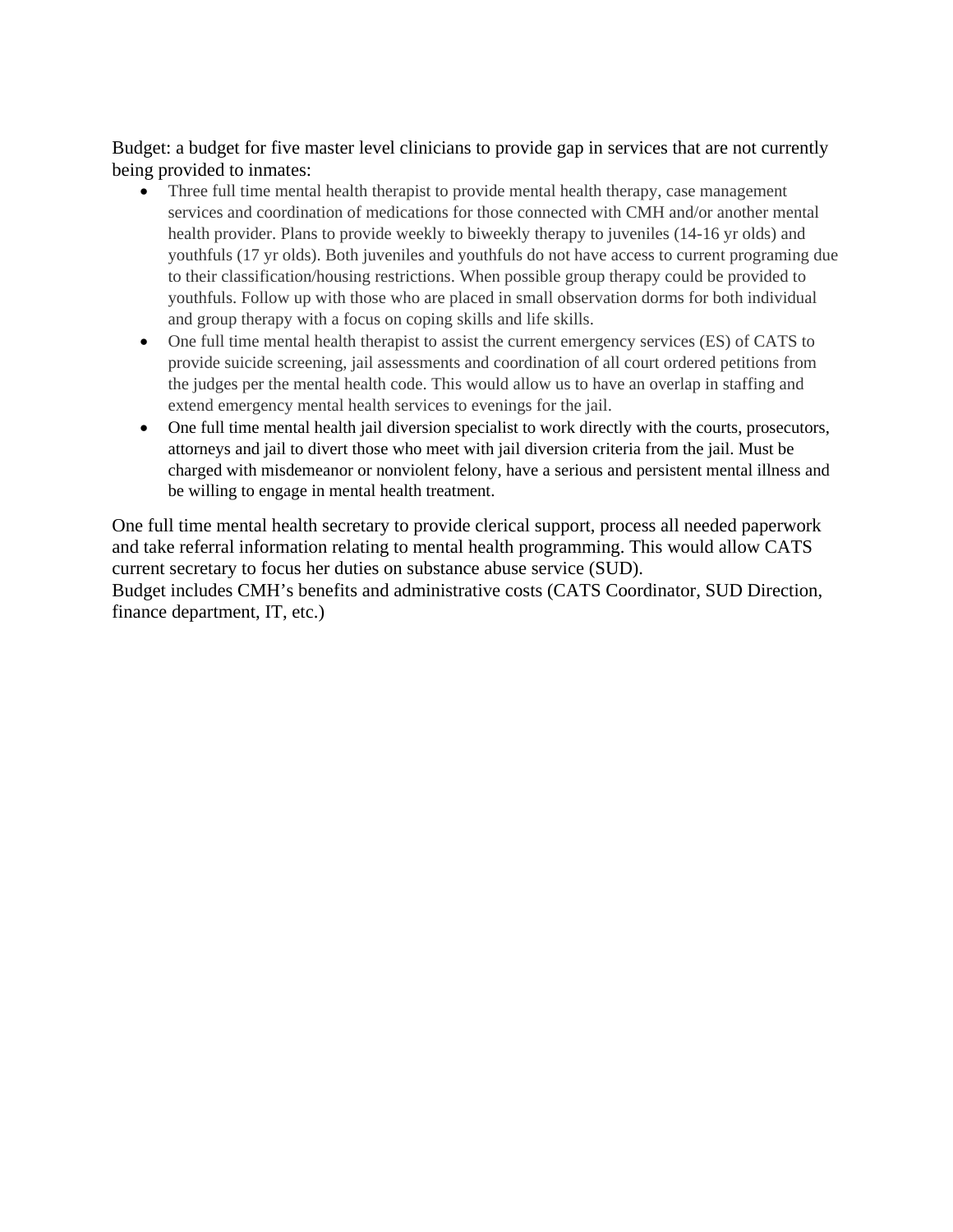Budget: a budget for five master level clinicians to provide gap in services that are not currently being provided to inmates:

- Three full time mental health therapist to provide mental health therapy, case management services and coordination of medications for those connected with CMH and/or another mental health provider. Plans to provide weekly to biweekly therapy to juveniles (14-16 yr olds) and youthfuls (17 yr olds). Both juveniles and youthfuls do not have access to current programing due to their classification/housing restrictions. When possible group therapy could be provided to youthfuls. Follow up with those who are placed in small observation dorms for both individual and group therapy with a focus on coping skills and life skills.
- One full time mental health therapist to assist the current emergency services (ES) of CATS to provide suicide screening, jail assessments and coordination of all court ordered petitions from the judges per the mental health code. This would allow us to have an overlap in staffing and extend emergency mental health services to evenings for the jail.
- One full time mental health jail diversion specialist to work directly with the courts, prosecutors, attorneys and jail to divert those who meet with jail diversion criteria from the jail. Must be charged with misdemeanor or nonviolent felony, have a serious and persistent mental illness and be willing to engage in mental health treatment.

One full time mental health secretary to provide clerical support, process all needed paperwork and take referral information relating to mental health programming. This would allow CATS current secretary to focus her duties on substance abuse service (SUD).
Budget includes CMH's benefits and administrative costs (CATS Coordinator, SUD Direction, finance department, IT, etc.)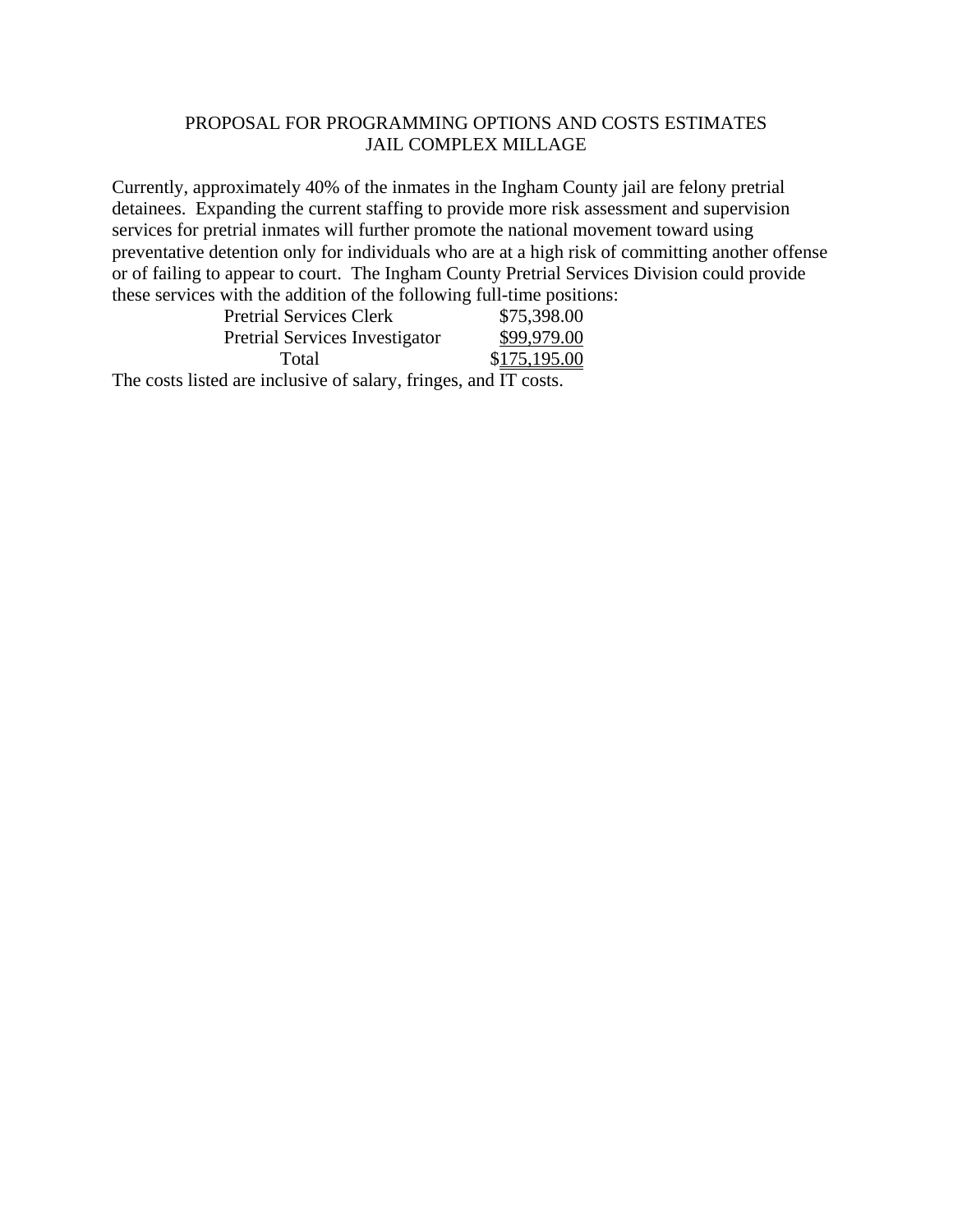# PROPOSAL FOR PROGRAMMING OPTIONS AND COSTS ESTIMATES
## JAIL COMPLEX MILLAGE

Currently, approximately 40% of the inmates in the Ingham County jail are felony pretrial detainees. Expanding the current staffing to provide more risk assessment and supervision services for pretrial inmates will further promote the national movement toward using preventative detention only for individuals who are at a high risk of committing another offense or of failing to appear to court. The Ingham County Pretrial Services Division could provide these services with the addition of the following full-time positions:

| Position | Cost |
|---|---|
| Pretrial Services Clerk | $75,398.00 |
| Pretrial Services Investigator | $99,979.00 |
| Total | $175,195.00 |

The costs listed are inclusive of salary, fringes, and IT costs.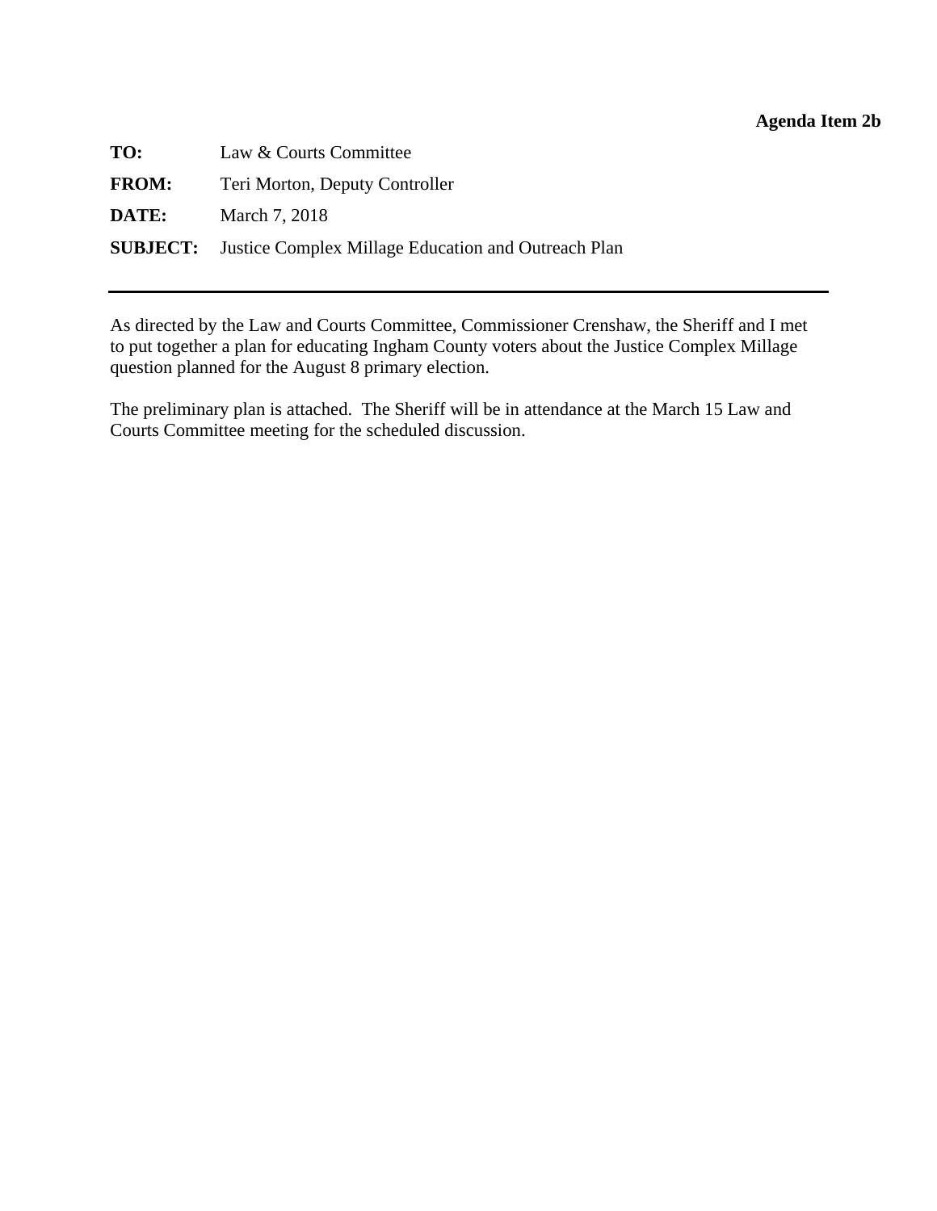**Agenda Item 2b**

**TO:** Law & Courts Committee

**FROM:** Teri Morton, Deputy Controller

**DATE:** March 7, 2018

**SUBJECT:** Justice Complex Millage Education and Outreach Plan

---

As directed by the Law and Courts Committee, Commissioner Crenshaw, the Sheriff and I met to put together a plan for educating Ingham County voters about the Justice Complex Millage question planned for the August 8 primary election.

The preliminary plan is attached. The Sheriff will be in attendance at the March 15 Law and Courts Committee meeting for the scheduled discussion.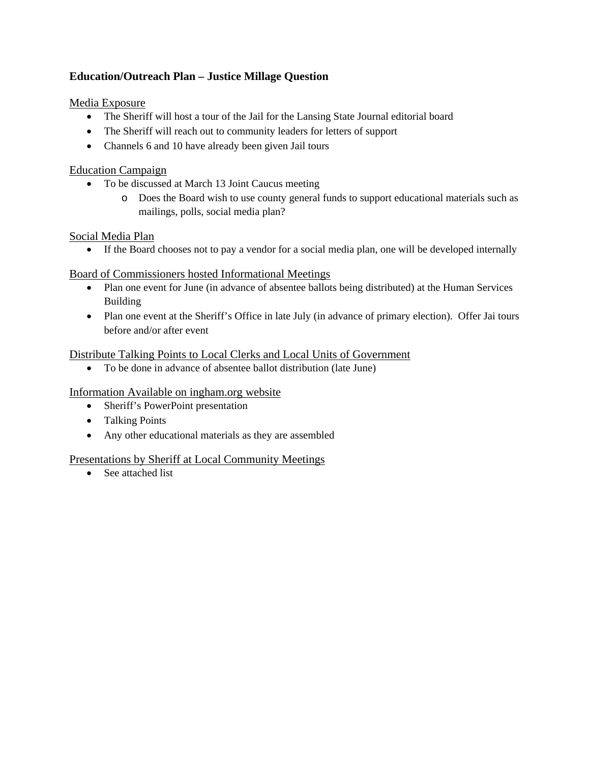**Education/Outreach Plan – Justice Millage Question**

Media Exposure

- The Sheriff will host a tour of the Jail for the Lansing State Journal editorial board
- The Sheriff will reach out to community leaders for letters of support
- Channels 6 and 10 have already been given Jail tours

Education Campaign

- To be discussed at March 13 Joint Caucus meeting
  - Does the Board wish to use county general funds to support educational materials such as mailings, polls, social media plan?

Social Media Plan

- If the Board chooses not to pay a vendor for a social media plan, one will be developed internally

Board of Commissioners hosted Informational Meetings

- Plan one event for June (in advance of absentee ballots being distributed) at the Human Services Building
- Plan one event at the Sheriff's Office in late July (in advance of primary election). Offer Jai tours before and/or after event

Distribute Talking Points to Local Clerks and Local Units of Government

- To be done in advance of absentee ballot distribution (late June)

Information Available on ingham.org website

- Sheriff's PowerPoint presentation
- Talking Points
- Any other educational materials as they are assembled

Presentations by Sheriff at Local Community Meetings

- See attached list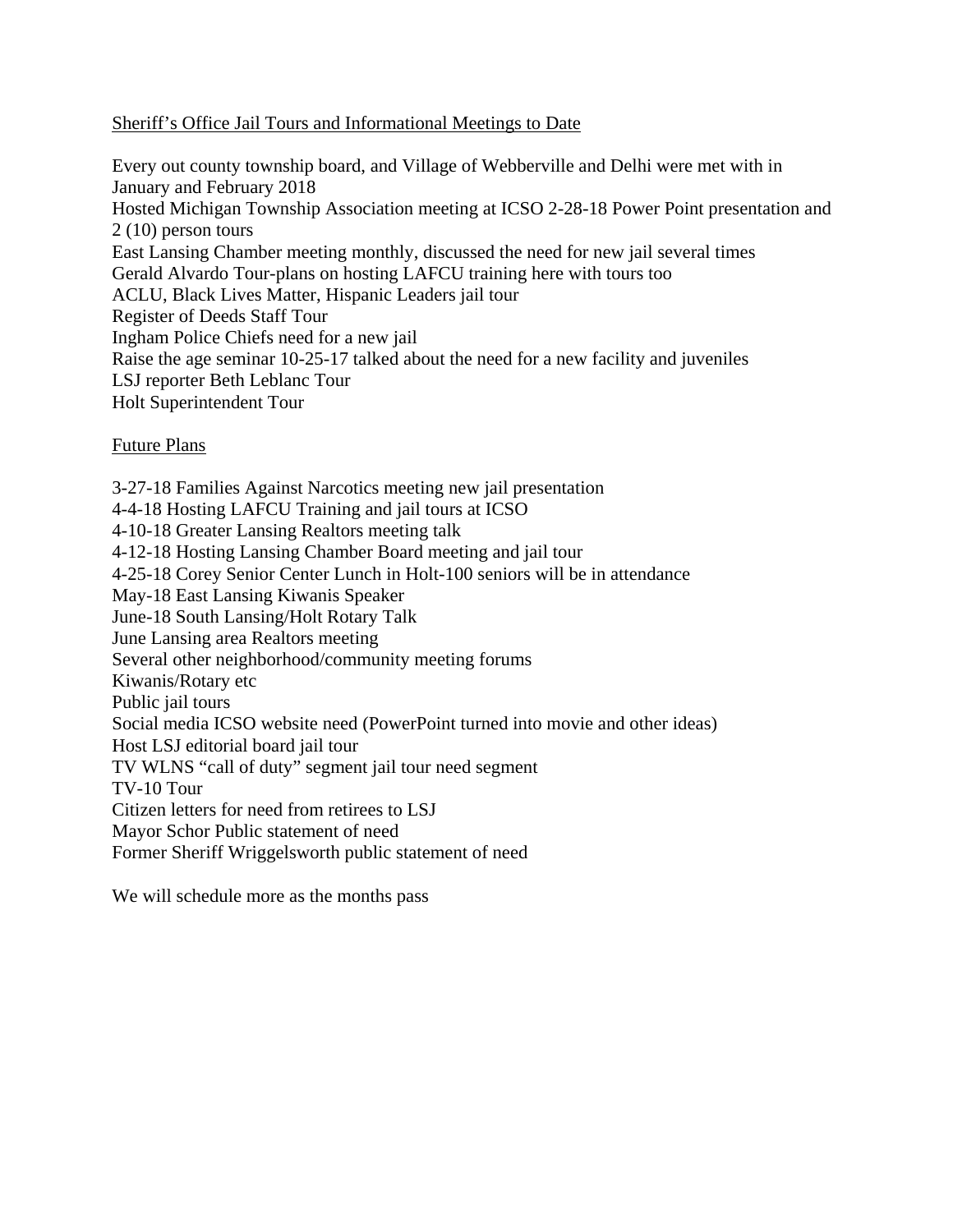Sheriff's Office Jail Tours and Informational Meetings to Date

Every out county township board, and Village of Webberville and Delhi were met with in January and February 2018
Hosted Michigan Township Association meeting at ICSO 2-28-18 Power Point presentation and 2 (10) person tours
East Lansing Chamber meeting monthly, discussed the need for new jail several times
Gerald Alvardo Tour-plans on hosting LAFCU training here with tours too
ACLU, Black Lives Matter, Hispanic Leaders jail tour
Register of Deeds Staff Tour
Ingham Police Chiefs need for a new jail
Raise the age seminar 10-25-17 talked about the need for a new facility and juveniles
LSJ reporter Beth Leblanc Tour
Holt Superintendent Tour

Future Plans

3-27-18 Families Against Narcotics meeting new jail presentation
4-4-18 Hosting LAFCU Training and jail tours at ICSO
4-10-18 Greater Lansing Realtors meeting talk
4-12-18 Hosting Lansing Chamber Board meeting and jail tour
4-25-18 Corey Senior Center Lunch in Holt-100 seniors will be in attendance
May-18 East Lansing Kiwanis Speaker
June-18 South Lansing/Holt Rotary Talk
June Lansing area Realtors meeting
Several other neighborhood/community meeting forums
Kiwanis/Rotary etc
Public jail tours
Social media ICSO website need (PowerPoint turned into movie and other ideas)
Host LSJ editorial board jail tour
TV WLNS "call of duty" segment jail tour need segment
TV-10 Tour
Citizen letters for need from retirees to LSJ
Mayor Schor Public statement of need
Former Sheriff Wriggelsworth public statement of need

We will schedule more as the months pass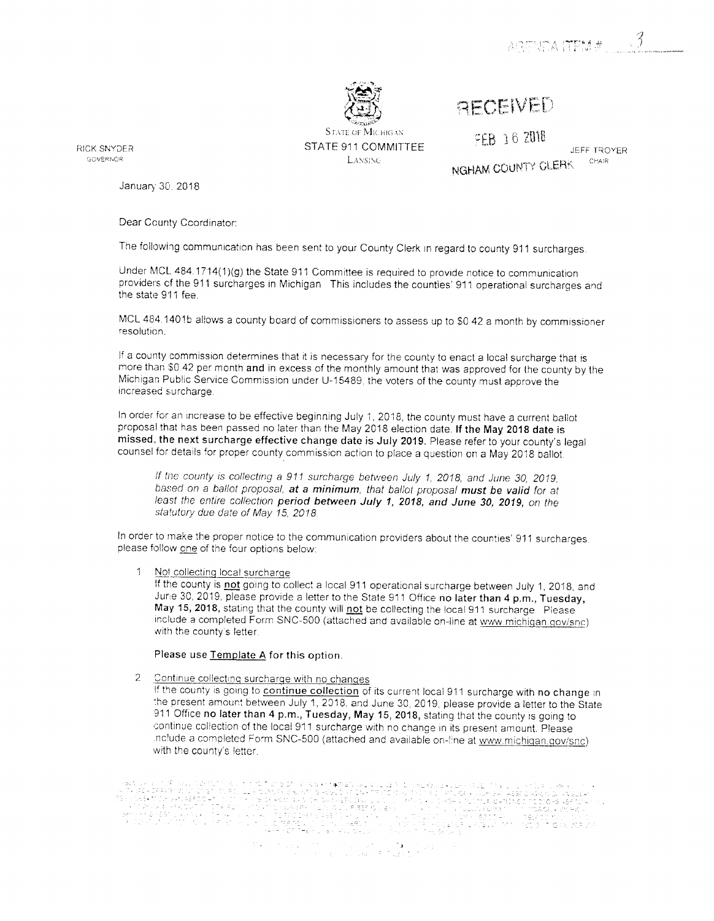AGENDA ITEM # 3

STATE OF MICHIGAN
STATE 911 COMMITTEE
LANSING

RICK SNYDER
GOVERNOR

RECEIVED

FEB 16 2018

NGHAM COUNTY CLERK

JEFF TROYER
CHAIR

January 30, 2018

Dear County Coordinator:

The following communication has been sent to your County Clerk in regard to county 911 surcharges.

Under MCL 484.1714(1)(g) the State 911 Committee is required to provide notice to communication providers of the 911 surcharges in Michigan. This includes the counties' 911 operational surcharges and the state 911 fee.

MCL 484.1401b allows a county board of commissioners to assess up to $0.42 a month by commissioner resolution.

If a county commission determines that it is necessary for the county to enact a local surcharge that is more than $0.42 per month **and** in excess of the monthly amount that was approved for the county by the Michigan Public Service Commission under U-15489, the voters of the county must approve the increased surcharge.

In order for an increase to be effective beginning July 1, 2018, the county must have a current ballot proposal that has been passed no later than the May 2018 election date. **If the May 2018 date is missed, the next surcharge effective change date is July 2019.** Please refer to your county's legal counsel for details for proper county commission action to place a question on a May 2018 ballot.

> *If the county is collecting a 911 surcharge between July 1, 2018, and June 30, 2019, based on a ballot proposal, **at a minimum**, that ballot proposal **must be valid** for at least the entire collection **period between July 1, 2018, and June 30, 2019,** on the statutory due date of May 15, 2018.*

In order to make the proper notice to the communication providers about the counties' 911 surcharges, please follow one of the four options below:

1. Not collecting local surcharge
   If the county is **not** going to collect a local 911 operational surcharge between July 1, 2018, and June 30, 2019, please provide a letter to the State 911 Office **no later than 4 p.m., Tuesday, May 15, 2018,** stating that the county will **not** be collecting the local 911 surcharge. Please include a completed Form SNC-500 (attached and available on-line at www.michigan.gov/snc) with the county's letter.

   **Please use Template A for this option.**

2. Continue collecting surcharge with no changes
   If the county is going to **continue collection** of its current local 911 surcharge with **no change** in the present amount between July 1, 2018, and June 30, 2019, please provide a letter to the State 911 Office **no later than 4 p.m., Tuesday, May 15, 2018,** stating that the county is going to continue collection of the local 911 surcharge with no change in its present amount. Please include a completed Form SNC-500 (attached and available on-line at www.michigan.gov/snc) with the county's letter.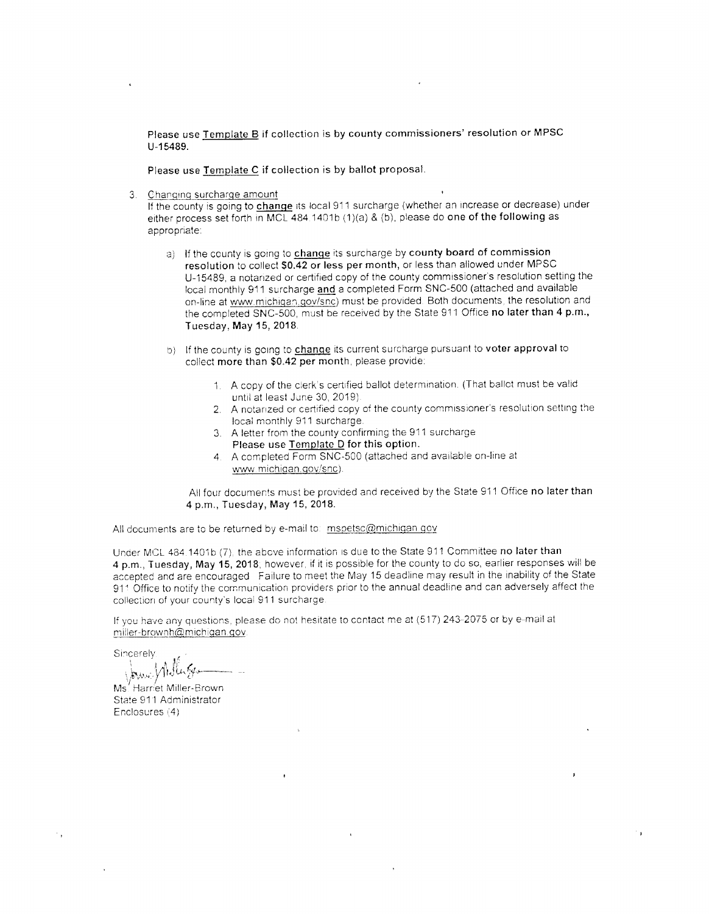Please use Template B if collection is by county commissioners' resolution or MPSC U-15489.

Please use Template C if collection is by ballot proposal.

3. Changing surcharge amount
   If the county is going to **change** its local 911 surcharge (whether an increase or decrease) under either process set forth in MCL 484.1401b (1)(a) & (b), please do **one of the following** as appropriate:

   a) If the county is going to **change** its surcharge by **county board of commission resolution** to collect **$0.42 or less per month,** or less than allowed under MPSC U-15489, a notarized or certified copy of the county commissioner's resolution setting the local monthly 911 surcharge **and** a completed Form SNC-500 (attached and available on-line at www.michigan.gov/snc) must be provided. Both documents, the resolution and the completed SNC-500, must be received by the State 911 Office **no later than 4 p.m., Tuesday, May 15, 2018.**

   b) If the county is going to **change** its current surcharge pursuant to **voter approval** to collect **more than $0.42 per month**, please provide:

      1. A copy of the clerk's certified ballot determination. (That ballot must be valid until at least June 30, 2019).
      2. A notarized or certified copy of the county commissioner's resolution setting the local monthly 911 surcharge.
      3. A letter from the county confirming the 911 surcharge. **Please use Template D for this option.**
      4. A completed Form SNC-500 (attached and available on-line at www.michigan.gov/snc).

   All four documents must be provided and received by the State 911 Office **no later than 4 p.m., Tuesday, May 15, 2018.**

All documents are to be returned by e-mail to: mspetsc@michigan.gov

Under MCL 484.1401b (7), the above information is due to the State 911 Committee **no later than 4 p.m., Tuesday, May 15, 2018**; however, if it is possible for the county to do so, earlier responses will be accepted and are encouraged. Failure to meet the May 15 deadline may result in the inability of the State 911 Office to notify the communication providers prior to the annual deadline and can adversely affect the collection of your county's local 911 surcharge.

If you have any questions, please do not hesitate to contact me at (517) 243-2075 or by e-mail at miller-brownh@michigan.gov.

Sincerely,

Ms. Harriet Miller-Brown
State 911 Administrator
Enclosures (4)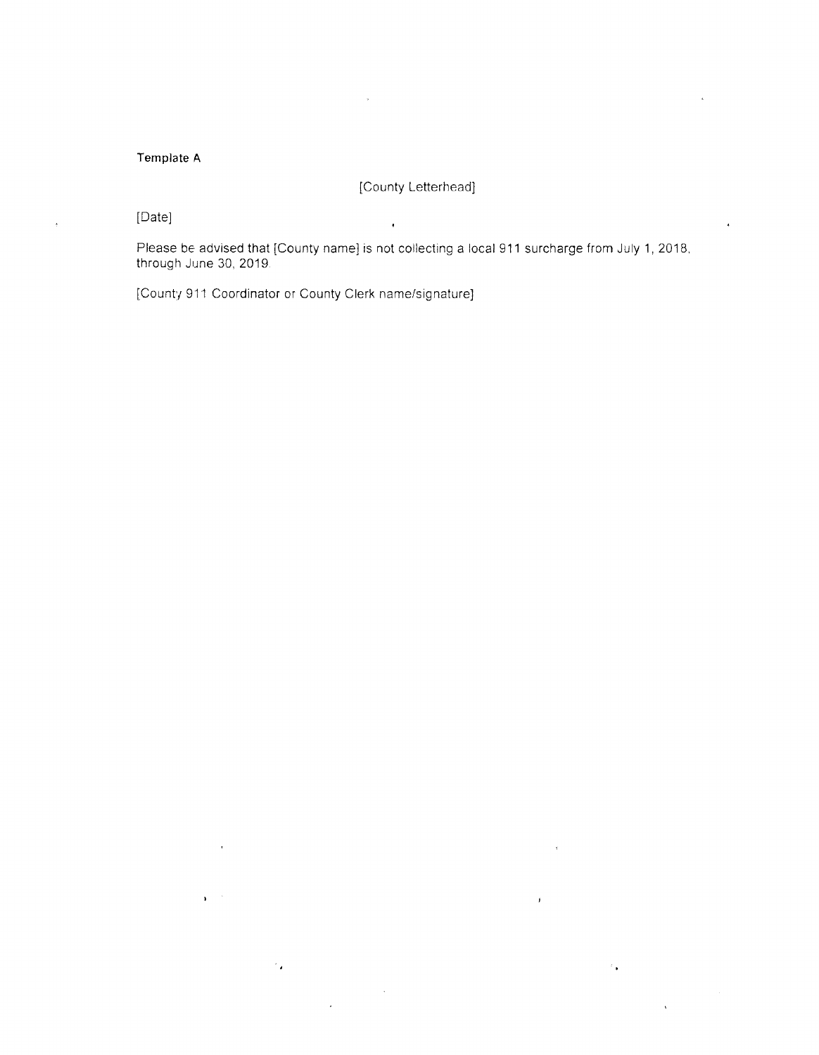**Template A**

[County Letterhead]

[Date]

Please be advised that [County name] is not collecting a local 911 surcharge from July 1, 2018, through June 30, 2019.

[County 911 Coordinator or County Clerk name/signature]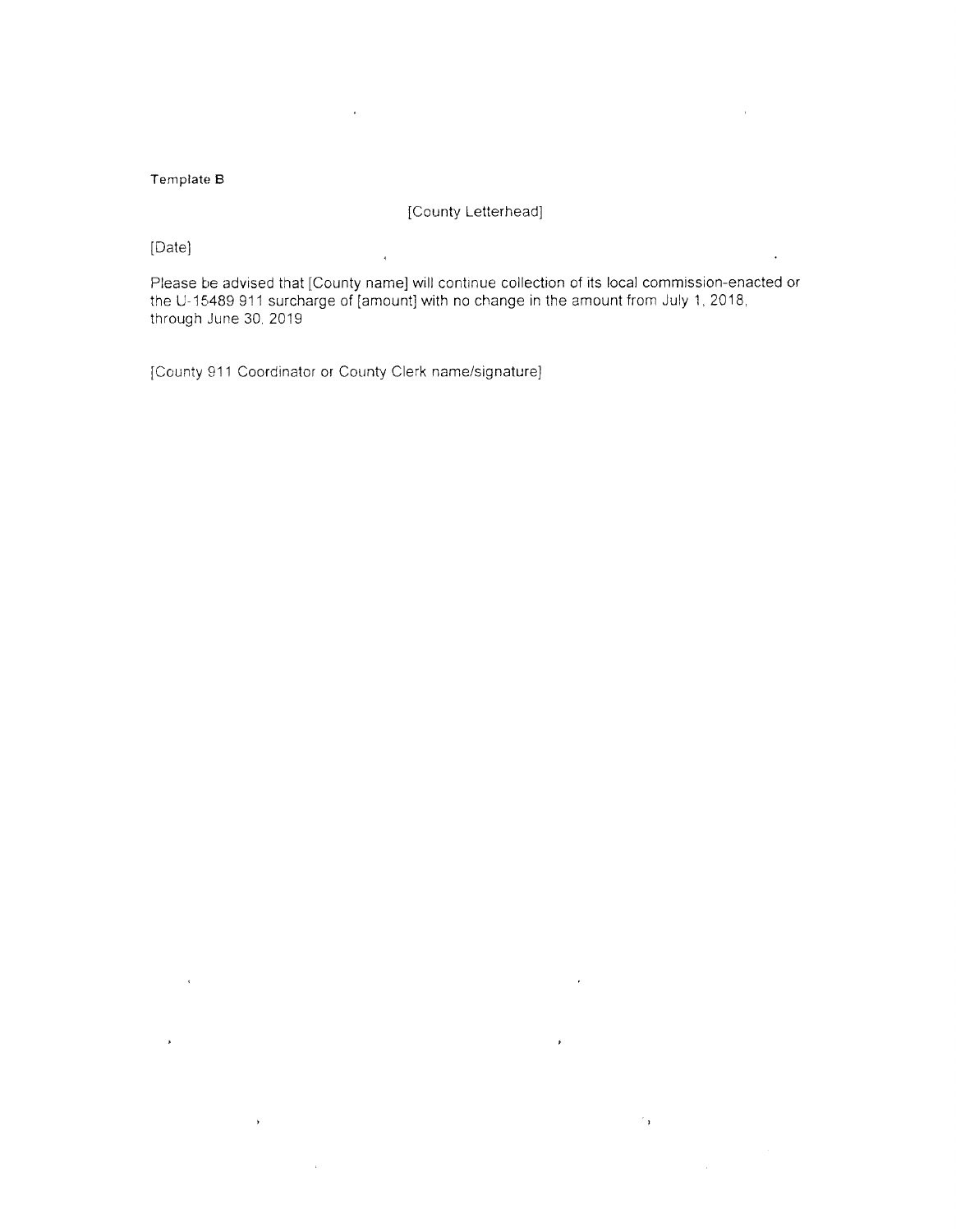Template B

[County Letterhead]

[Date]

Please be advised that [County name] will continue collection of its local commission-enacted or the U-15489 911 surcharge of [amount] with no change in the amount from July 1, 2018, through June 30, 2019

[County 911 Coordinator or County Clerk name/signature]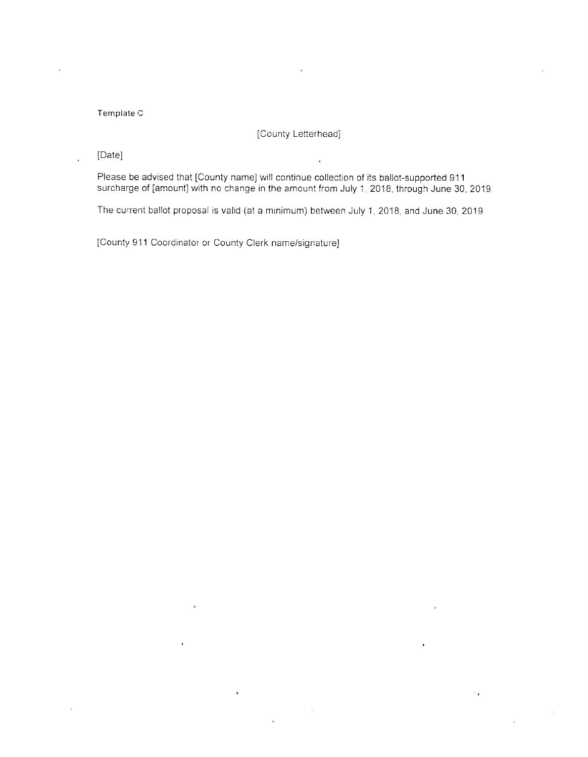Template C

[County Letterhead]

[Date]

Please be advised that [County name] will continue collection of its ballot-supported 911 surcharge of [amount] with no change in the amount from July 1, 2018, through June 30, 2019.

The current ballot proposal is valid (at a minimum) between July 1, 2018, and June 30, 2019.

[County 911 Coordinator or County Clerk name/signature]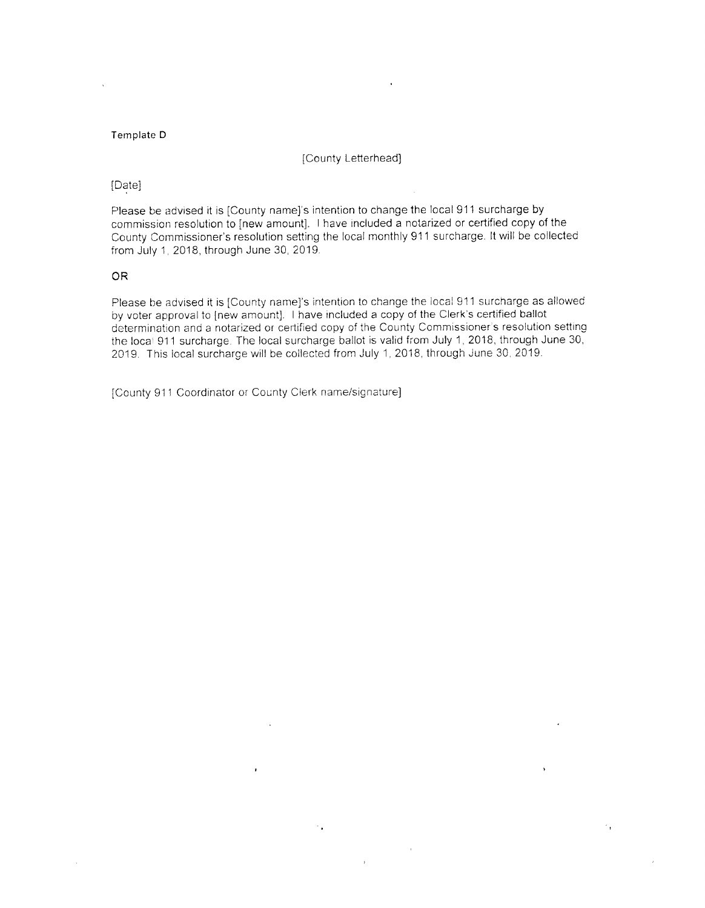Template D

[County Letterhead]

[Date]

Please be advised it is [County name]'s intention to change the local 911 surcharge by commission resolution to [new amount]. I have included a notarized or certified copy of the County Commissioner's resolution setting the local monthly 911 surcharge. It will be collected from July 1, 2018, through June 30, 2019.

OR

Please be advised it is [County name]'s intention to change the local 911 surcharge as allowed by voter approval to [new amount]. I have included a copy of the Clerk's certified ballot determination and a notarized or certified copy of the County Commissioner's resolution setting the local 911 surcharge. The local surcharge ballot is valid from July 1, 2018, through June 30, 2019. This local surcharge will be collected from July 1, 2018, through June 30, 2019.

[County 911 Coordinator or County Clerk name/signature]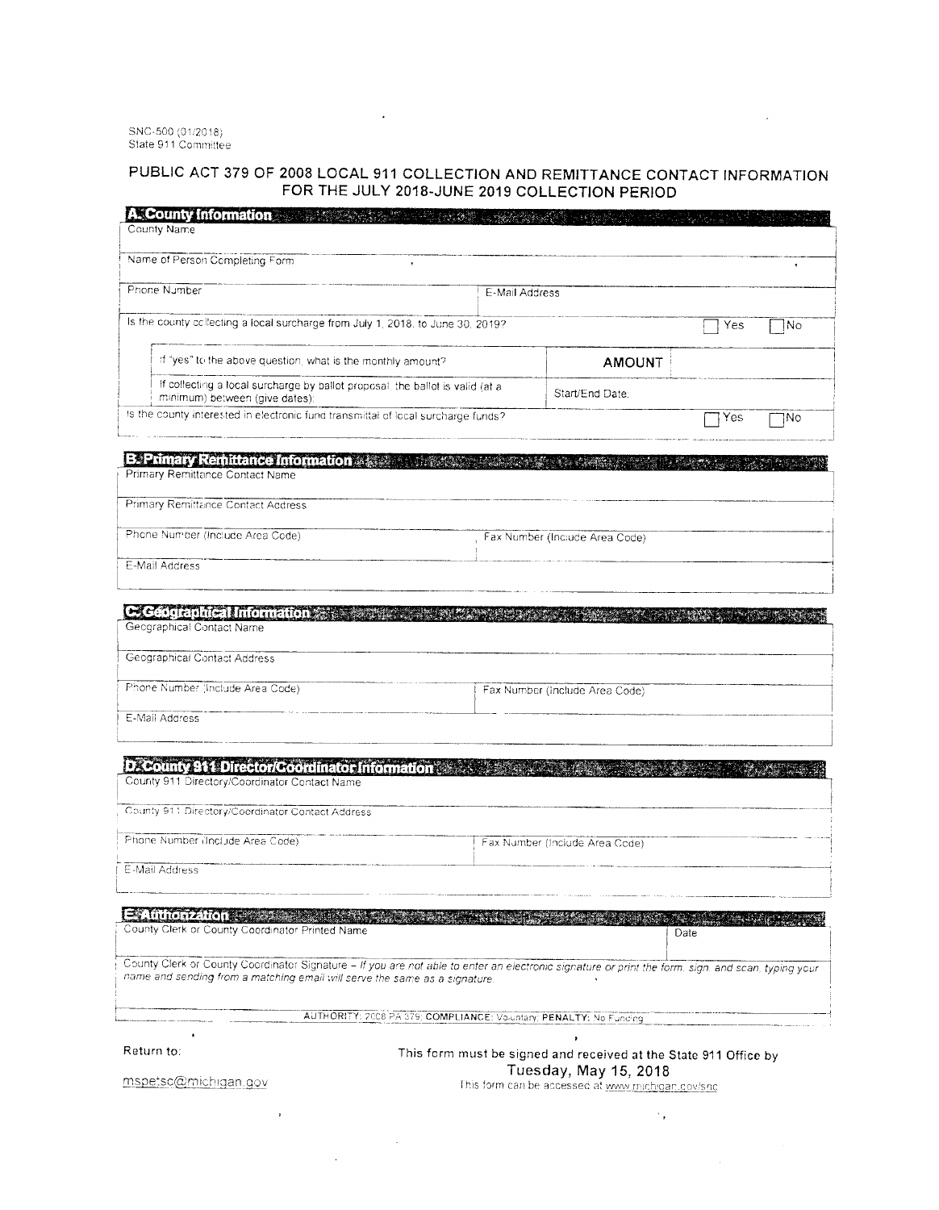SNC-500 (01/2018)
State 911 Committee

# PUBLIC ACT 379 OF 2008 LOCAL 911 COLLECTION AND REMITTANCE CONTACT INFORMATION FOR THE JULY 2018-JUNE 2019 COLLECTION PERIOD

## A. County Information

| | | | |
|---|---|---|---|
| County Name | | | |
| Name of Person Completing Form | | | |
| Phone Number | E-Mail Address | | |
| Is the county collecting a local surcharge from July 1, 2018, to June 30, 2019? | | ☐ Yes | ☐ No |
| If "yes" to the above question, what is the monthly amount? | **AMOUNT** | | |
| If collecting a local surcharge by ballot proposal, the ballot is valid (at a minimum) between (give dates): | Start/End Date. | | |
| Is the county interested in electronic fund transmittal of local surcharge funds? | | ☐ Yes | ☐ No |

## B. Primary Remittance Information

| | |
|---|---|
| Primary Remittance Contact Name | |
| Primary Remittance Contact Address | |
| Phone Number (Include Area Code) | Fax Number (Include Area Code) |
| E-Mail Address | |

## C. Geographical Information

| | |
|---|---|
| Geographical Contact Name | |
| Geographical Contact Address | |
| Phone Number (Include Area Code) | Fax Number (Include Area Code) |
| E-Mail Address | |

## D. County 911 Director/Coordinator Information

| | |
|---|---|
| County 911 Directory/Coordinator Contact Name | |
| County 911 Directory/Coordinator Contact Address | |
| Phone Number (Include Area Code) | Fax Number (Include Area Code) |
| E-Mail Address | |

## E. Authorization

| | |
|---|---|
| County Clerk or County Coordinator Printed Name | Date |
| County Clerk or County Coordinator Signature – *If you are not able to enter an electronic signature or print the form, sign, and scan, typing your name and sending from a matching email will serve the same as a signature.* | |

AUTHORITY: 2008 PA 379; COMPLIANCE: Voluntary; PENALTY: No Funding

Return to:

mspetsc@michigan.gov

This form must be signed and received at the State 911 Office by
**Tuesday, May 15, 2018**
This form can be accessed at www.michigan.gov/snc